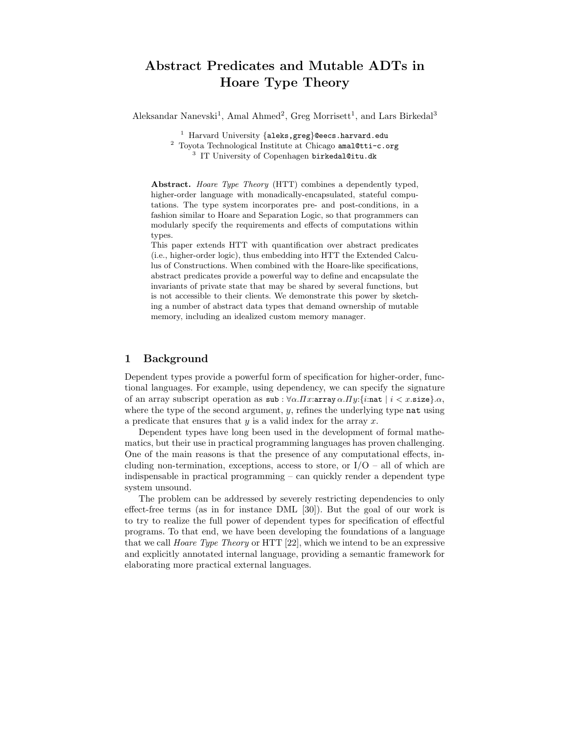# Abstract Predicates and Mutable ADTs in Hoare Type Theory

Aleksandar Nanevski[1], Amal Ahmed[2], Greg Morrisett[1], and Lars Birkedal[3]

[1] Harvard University {aleks,greg}@eecs.harvard.edu
[2] Toyota Technological Institute at Chicago amal@tti-c.org
[3] IT University of Copenhagen birkedal@itu.dk

**Abstract.** *Hoare Type Theory* (HTT) combines a dependently typed, higher-order language with monadically-encapsulated, stateful computations. The type system incorporates pre- and post-conditions, in a fashion similar to Hoare and Separation Logic, so that programmers can modularly specify the requirements and effects of computations within types.

This paper extends HTT with quantification over abstract predicates (i.e., higher-order logic), thus embedding into HTT the Extended Calculus of Constructions. When combined with the Hoare-like specifications, abstract predicates provide a powerful way to define and encapsulate the invariants of private state that may be shared by several functions, but is not accessible to their clients. We demonstrate this power by sketching a number of abstract data types that demand ownership of mutable memory, including an idealized custom memory manager.

## 1 Background

Dependent types provide a powerful form of specification for higher-order, functional languages. For example, using dependency, we can specify the signature of an array subscript operation as $\mathtt{sub} : \forall \alpha. \Pi x{:}\mathtt{array}\, \alpha. \Pi y{:}\{i{:}\mathtt{nat} \mid i < x.\mathtt{size}\}.\alpha$, where the type of the second argument, $y$, refines the underlying type $\mathtt{nat}$ using a predicate that ensures that $y$ is a valid index for the array $x$.

Dependent types have long been used in the development of formal mathematics, but their use in practical programming languages has proven challenging. One of the main reasons is that the presence of any computational effects, including non-termination, exceptions, access to store, or I/O – all of which are indispensable in practical programming – can quickly render a dependent type system unsound.

The problem can be addressed by severely restricting dependencies to only effect-free terms (as in for instance DML [30]). But the goal of our work is to try to realize the full power of dependent types for specification of effectful programs. To that end, we have been developing the foundations of a language that we call *Hoare Type Theory* or HTT [22], which we intend to be an expressive and explicitly annotated internal language, providing a semantic framework for elaborating more practical external languages.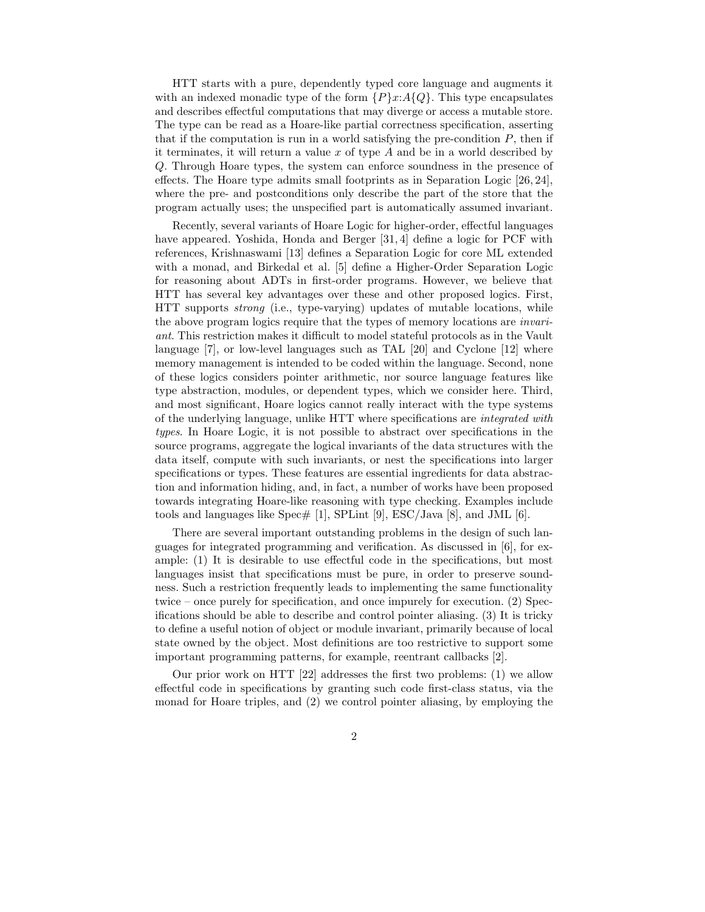HTT starts with a pure, dependently typed core language and augments it with an indexed monadic type of the form $\{P\}x{:}A\{Q\}$. This type encapsulates and describes effectful computations that may diverge or access a mutable store. The type can be read as a Hoare-like partial correctness specification, asserting that if the computation is run in a world satisfying the pre-condition $P$, then if it terminates, it will return a value $x$ of type $A$ and be in a world described by $Q$. Through Hoare types, the system can enforce soundness in the presence of effects. The Hoare type admits small footprints as in Separation Logic [26, 24], where the pre- and postconditions only describe the part of the store that the program actually uses; the unspecified part is automatically assumed invariant.

Recently, several variants of Hoare Logic for higher-order, effectful languages have appeared. Yoshida, Honda and Berger [31, 4] define a logic for PCF with references, Krishnaswami [13] defines a Separation Logic for core ML extended with a monad, and Birkedal et al. [5] define a Higher-Order Separation Logic for reasoning about ADTs in first-order programs. However, we believe that HTT has several key advantages over these and other proposed logics. First, HTT supports *strong* (i.e., type-varying) updates of mutable locations, while the above program logics require that the types of memory locations are *invariant*. This restriction makes it difficult to model stateful protocols as in the Vault language [7], or low-level languages such as TAL [20] and Cyclone [12] where memory management is intended to be coded within the language. Second, none of these logics considers pointer arithmetic, nor source language features like type abstraction, modules, or dependent types, which we consider here. Third, and most significant, Hoare logics cannot really interact with the type systems of the underlying language, unlike HTT where specifications are *integrated with types*. In Hoare Logic, it is not possible to abstract over specifications in the source programs, aggregate the logical invariants of the data structures with the data itself, compute with such invariants, or nest the specifications into larger specifications or types. These features are essential ingredients for data abstraction and information hiding, and, in fact, a number of works have been proposed towards integrating Hoare-like reasoning with type checking. Examples include tools and languages like Spec# [1], SPLint [9], ESC/Java [8], and JML [6].

There are several important outstanding problems in the design of such languages for integrated programming and verification. As discussed in [6], for example: (1) It is desirable to use effectful code in the specifications, but most languages insist that specifications must be pure, in order to preserve soundness. Such a restriction frequently leads to implementing the same functionality twice – once purely for specification, and once impurely for execution. (2) Specifications should be able to describe and control pointer aliasing. (3) It is tricky to define a useful notion of object or module invariant, primarily because of local state owned by the object. Most definitions are too restrictive to support some important programming patterns, for example, reentrant callbacks [2].

Our prior work on HTT [22] addresses the first two problems: (1) we allow effectful code in specifications by granting such code first-class status, via the monad for Hoare triples, and (2) we control pointer aliasing, by employing the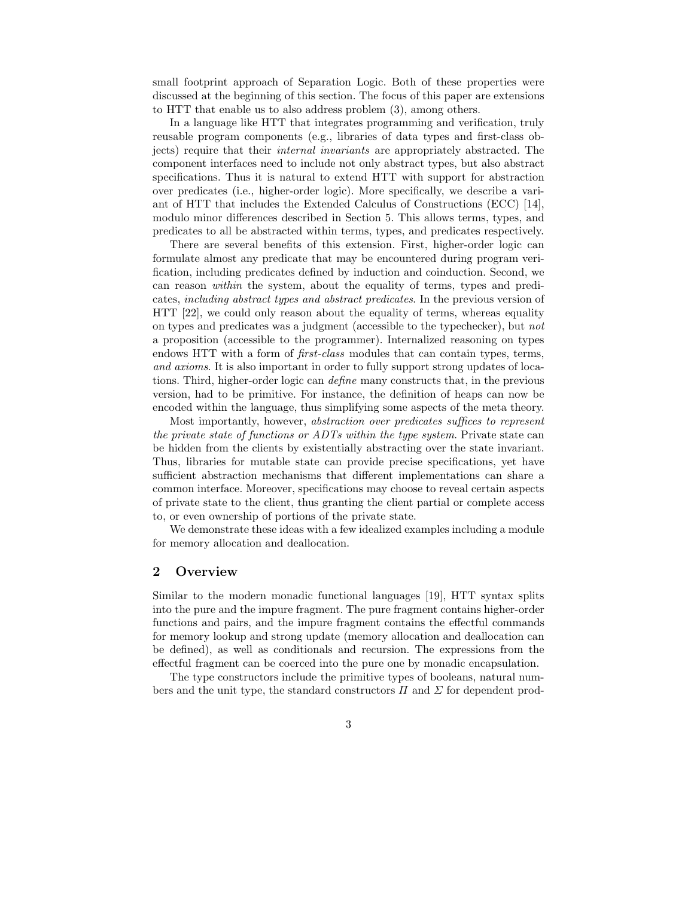small footprint approach of Separation Logic. Both of these properties were discussed at the beginning of this section. The focus of this paper are extensions to HTT that enable us to also address problem (3), among others.

In a language like HTT that integrates programming and verification, truly reusable program components (e.g., libraries of data types and first-class objects) require that their *internal invariants* are appropriately abstracted. The component interfaces need to include not only abstract types, but also abstract specifications. Thus it is natural to extend HTT with support for abstraction over predicates (i.e., higher-order logic). More specifically, we describe a variant of HTT that includes the Extended Calculus of Constructions (ECC) [14], modulo minor differences described in Section 5. This allows terms, types, and predicates to all be abstracted within terms, types, and predicates respectively.

There are several benefits of this extension. First, higher-order logic can formulate almost any predicate that may be encountered during program verification, including predicates defined by induction and coinduction. Second, we can reason *within* the system, about the equality of terms, types and predicates, *including abstract types and abstract predicates*. In the previous version of HTT [22], we could only reason about the equality of terms, whereas equality on types and predicates was a judgment (accessible to the typechecker), but *not* a proposition (accessible to the programmer). Internalized reasoning on types endows HTT with a form of *first-class* modules that can contain types, terms, *and axioms*. It is also important in order to fully support strong updates of locations. Third, higher-order logic can *define* many constructs that, in the previous version, had to be primitive. For instance, the definition of heaps can now be encoded within the language, thus simplifying some aspects of the meta theory.

Most importantly, however, *abstraction over predicates suffices to represent the private state of functions or ADTs within the type system*. Private state can be hidden from the clients by existentially abstracting over the state invariant. Thus, libraries for mutable state can provide precise specifications, yet have sufficient abstraction mechanisms that different implementations can share a common interface. Moreover, specifications may choose to reveal certain aspects of private state to the client, thus granting the client partial or complete access to, or even ownership of portions of the private state.

We demonstrate these ideas with a few idealized examples including a module for memory allocation and deallocation.

## 2 Overview

Similar to the modern monadic functional languages [19], HTT syntax splits into the pure and the impure fragment. The pure fragment contains higher-order functions and pairs, and the impure fragment contains the effectful commands for memory lookup and strong update (memory allocation and deallocation can be defined), as well as conditionals and recursion. The expressions from the effectful fragment can be coerced into the pure one by monadic encapsulation.

The type constructors include the primitive types of booleans, natural numbers and the unit type, the standard constructors $\Pi$ and $\Sigma$ for dependent prod-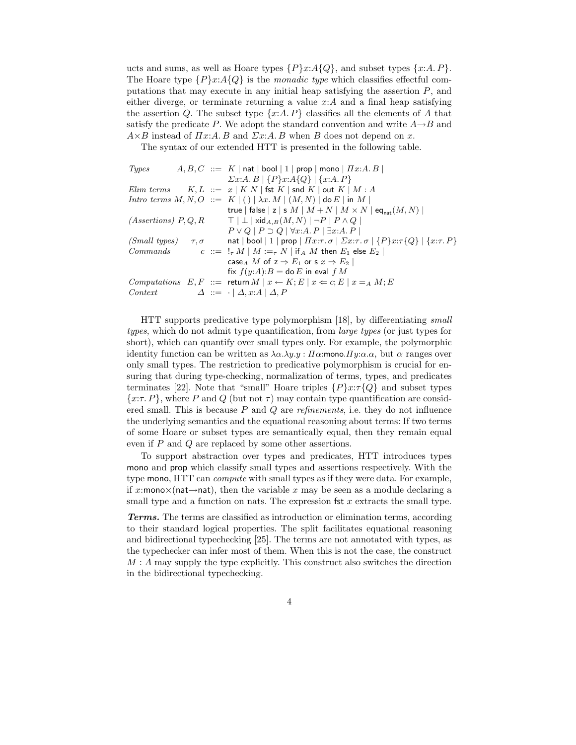ucts and sums, as well as Hoare types $\{P\}x{:}A\{Q\}$, and subset types $\{x{:}A.\,P\}$. The Hoare type $\{P\}x{:}A\{Q\}$ is the *monadic type* which classifies effectful computations that may execute in any initial heap satisfying the assertion $P$, and either diverge, or terminate returning a value $x{:}A$ and a final heap satisfying the assertion $Q$. The subset type $\{x{:}A.\,P\}$ classifies all the elements of $A$ that satisfy the predicate $P$. We adopt the standard convention and write $A{\rightarrow}B$ and $A{\times}B$ instead of $\Pi x{:}A.\,B$ and $\Sigma x{:}A.\,B$ when $B$ does not depend on $x$.

The syntax of our extended HTT is presented in the following table.

| | | | |
|---|---|---|---|
| *Types* | $A, B, C$ | $::=$ | $K \mid \mathsf{nat} \mid \mathsf{bool} \mid 1 \mid \mathsf{prop} \mid \mathsf{mono} \mid \Pi x{:}A.\,B \mid$ $\Sigma x{:}A.\,B \mid \{P\}x{:}A\{Q\} \mid \{x{:}A.\,P\}$ |
| *Elim terms* | $K, L$ | $::=$ | $x \mid K\ N \mid \mathsf{fst}\ K \mid \mathsf{snd}\ K \mid \mathsf{out}\ K \mid M : A$ |
| *Intro terms* | $M, N, O$ | $::=$ | $K \mid (\,) \mid \lambda x.\,M \mid (M, N) \mid \mathsf{do}\, E \mid \mathsf{in}\ M \mid$ $\mathsf{true} \mid \mathsf{false} \mid \mathsf{z} \mid \mathsf{s}\ M \mid M + N \mid M \times N \mid \mathsf{eq}_{\mathsf{nat}}(M, N) \mid$ |
| *(Assertions)* | $P, Q, R$ | | $\top \mid \bot \mid \mathsf{xid}_{A,B}(M, N) \mid \neg P \mid P \wedge Q \mid$ $P \vee Q \mid P \supset Q \mid \forall x{:}A.\,P \mid \exists x{:}A.\,P \mid$ |
| *(Small types)* | $\tau, \sigma$ | | $\mathsf{nat} \mid \mathsf{bool} \mid 1 \mid \mathsf{prop} \mid \Pi x{:}\tau.\,\sigma \mid \Sigma x{:}\tau.\,\sigma \mid \{P\}x{:}\tau\{Q\} \mid \{x{:}\tau.\,P\}$ |
| *Commands* | $c$ | $::=$ | $!_\tau\ M \mid M :=_\tau N \mid \mathsf{if}_A\ M\ \mathsf{then}\ E_1\ \mathsf{else}\ E_2 \mid$ $\mathsf{case}_A\ M\ \mathsf{of}\ \mathsf{z} \Rightarrow E_1\ \mathsf{or}\ \mathsf{s}\ x \Rightarrow E_2 \mid$ $\mathsf{fix}\ f(y{:}A){:}B = \mathsf{do}\, E\ \mathsf{in}\ \mathsf{eval}\ f\, M$ |
| *Computations* | $E, F$ | $::=$ | $\mathsf{return}\, M \mid x \leftarrow K; E \mid x \Leftarrow c; E \mid x =_A M; E$ |
| *Context* | $\Delta$ | $::=$ | $\cdot \mid \Delta, x{:}A \mid \Delta, P$ |

HTT supports predicative type polymorphism [18], by differentiating *small types*, which do not admit type quantification, from *large types* (or just types for short), which can quantify over small types only. For example, the polymorphic identity function can be written as $\lambda\alpha.\lambda y.y : \Pi\alpha{:}\mathsf{mono}.\Pi y{:}\alpha.\alpha$, but $\alpha$ ranges over only small types. The restriction to predicative polymorphism is crucial for ensuring that during type-checking, normalization of terms, types, and predicates terminates [22]. Note that "small" Hoare triples $\{P\}x{:}\tau\{Q\}$ and subset types $\{x{:}\tau.\,P\}$, where $P$ and $Q$ (but not $\tau$) may contain type quantification are considered small. This is because $P$ and $Q$ are *refinements*, i.e. they do not influence the underlying semantics and the equational reasoning about terms: If two terms of some Hoare or subset types are semantically equal, then they remain equal even if $P$ and $Q$ are replaced by some other assertions.

To support abstraction over types and predicates, HTT introduces types $\mathsf{mono}$ and $\mathsf{prop}$ which classify small types and assertions respectively. With the type $\mathsf{mono}$, HTT can *compute* with small types as if they were data. For example, if $x{:}\mathsf{mono}{\times}(\mathsf{nat}{\rightarrow}\mathsf{nat})$, then the variable $x$ may be seen as a module declaring a small type and a function on nats. The expression $\mathsf{fst}\ x$ extracts the small type.

***Terms.*** The terms are classified as introduction or elimination terms, according to their standard logical properties. The split facilitates equational reasoning and bidirectional typechecking [25]. The terms are not annotated with types, as the typechecker can infer most of them. When this is not the case, the construct $M : A$ may supply the type explicitly. This construct also switches the direction in the bidirectional typechecking.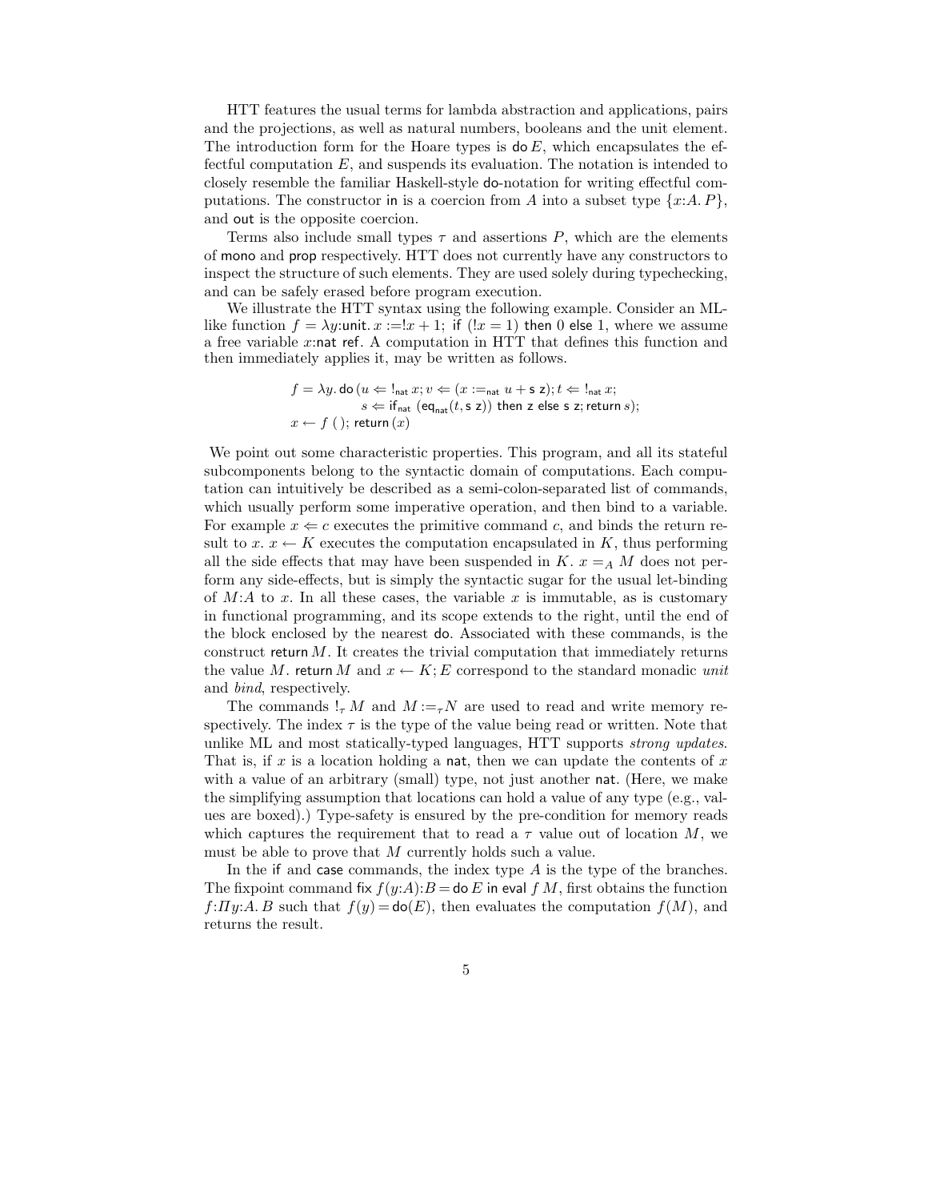HTT features the usual terms for lambda abstraction and applications, pairs and the projections, as well as natural numbers, booleans and the unit element. The introduction form for the Hoare types is $\mathsf{do}\, E$, which encapsulates the effectful computation $E$, and suspends its evaluation. The notation is intended to closely resemble the familiar Haskell-style do-notation for writing effectful computations. The constructor in is a coercion from $A$ into a subset type $\{x{:}A.\, P\}$, and out is the opposite coercion.

Terms also include small types $\tau$ and assertions $P$, which are the elements of mono and prop respectively. HTT does not currently have any constructors to inspect the structure of such elements. They are used solely during typechecking, and can be safely erased before program execution.

We illustrate the HTT syntax using the following example. Consider an ML-like function $f = \lambda y{:}\mathsf{unit}.\, x :=!x + 1;\ \mathsf{if}\ (!x = 1)\ \mathsf{then}\ 0\ \mathsf{else}\ 1$, where we assume a free variable $x{:}\mathsf{nat\ ref}$. A computation in HTT that defines this function and then immediately applies it, may be written as follows.

$$
\begin{array}{l}
f = \lambda y.\, \mathsf{do}\,(u \Leftarrow\, !_{\mathsf{nat}}\, x; v \Leftarrow (x :=_{\mathsf{nat}} u + \mathsf{s\ z}); t \Leftarrow\, !_{\mathsf{nat}}\, x; \\
\qquad\qquad\quad s \Leftarrow \mathsf{if}_{\mathsf{nat}}\ (\mathsf{eq}_{\mathsf{nat}}(t, \mathsf{s\ z}))\ \mathsf{then\ z\ else\ s\ z}; \mathsf{return}\, s); \\
x \leftarrow f\ (\,);\ \mathsf{return}\,(x)
\end{array}
$$

We point out some characteristic properties. This program, and all its stateful subcomponents belong to the syntactic domain of computations. Each computation can intuitively be described as a semi-colon-separated list of commands, which usually perform some imperative operation, and then bind to a variable. For example $x \Leftarrow c$ executes the primitive command $c$, and binds the return result to $x$. $x \leftarrow K$ executes the computation encapsulated in $K$, thus performing all the side effects that may have been suspended in $K$. $x =_A M$ does not perform any side-effects, but is simply the syntactic sugar for the usual let-binding of $M{:}A$ to $x$. In all these cases, the variable $x$ is immutable, as is customary in functional programming, and its scope extends to the right, until the end of the block enclosed by the nearest do. Associated with these commands, is the construct $\mathsf{return}\, M$. It creates the trivial computation that immediately returns the value $M$. $\mathsf{return}\, M$ and $x \leftarrow K; E$ correspond to the standard monadic *unit* and *bind*, respectively.

The commands $!_\tau\, M$ and $M :=_\tau N$ are used to read and write memory respectively. The index $\tau$ is the type of the value being read or written. Note that unlike ML and most statically-typed languages, HTT supports *strong updates*. That is, if $x$ is a location holding a nat, then we can update the contents of $x$ with a value of an arbitrary (small) type, not just another nat. (Here, we make the simplifying assumption that locations can hold a value of any type (e.g., values are boxed).) Type-safety is ensured by the pre-condition for memory reads which captures the requirement that to read a $\tau$ value out of location $M$, we must be able to prove that $M$ currently holds such a value.

In the if and case commands, the index type $A$ is the type of the branches. The fixpoint command $\mathsf{fix}\ f(y{:}A){:}B = \mathsf{do}\, E\ \mathsf{in\ eval}\ f\, M$, first obtains the function $f{:}\Pi y{:}A.\, B$ such that $f(y) = \mathsf{do}(E)$, then evaluates the computation $f(M)$, and returns the result.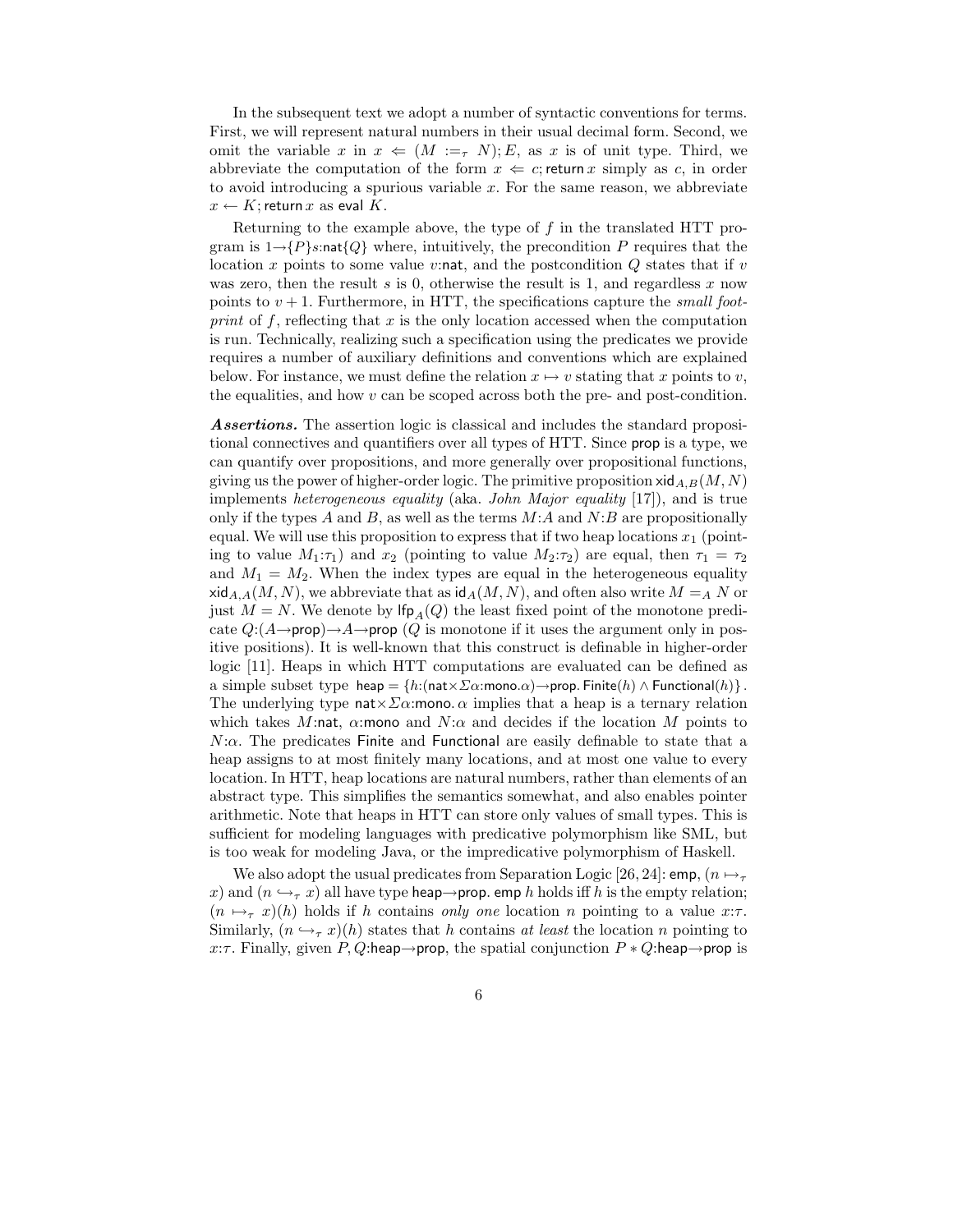In the subsequent text we adopt a number of syntactic conventions for terms. First, we will represent natural numbers in their usual decimal form. Second, we omit the variable $x$ in $x \Leftarrow (M :=_\tau N); E$, as $x$ is of unit type. Third, we abbreviate the computation of the form $x \Leftarrow c; \mathsf{return}\, x$ simply as $c$, in order to avoid introducing a spurious variable $x$. For the same reason, we abbreviate $x \leftarrow K; \mathsf{return}\, x$ as $\mathsf{eval}\ K$.

Returning to the example above, the type of $f$ in the translated HTT program is $1{\rightarrow}\{P\}s{:}\mathsf{nat}\{Q\}$ where, intuitively, the precondition $P$ requires that the location $x$ points to some value $v{:}\mathsf{nat}$, and the postcondition $Q$ states that if $v$ was zero, then the result $s$ is 0, otherwise the result is 1, and regardless $x$ now points to $v+1$. Furthermore, in HTT, the specifications capture the *small footprint* of $f$, reflecting that $x$ is the only location accessed when the computation is run. Technically, realizing such a specification using the predicates we provide requires a number of auxiliary definitions and conventions which are explained below. For instance, we must define the relation $x \mapsto v$ stating that $x$ points to $v$, the equalities, and how $v$ can be scoped across both the pre- and post-condition.

***Assertions.*** The assertion logic is classical and includes the standard propositional connectives and quantifiers over all types of HTT. Since $\mathsf{prop}$ is a type, we can quantify over propositions, and more generally over propositional functions, giving us the power of higher-order logic. The primitive proposition $\mathsf{xid}_{A,B}(M,N)$ implements *heterogeneous equality* (aka. *John Major equality* [17]), and is true only if the types $A$ and $B$, as well as the terms $M{:}A$ and $N{:}B$ are propositionally equal. We will use this proposition to express that if two heap locations $x_1$ (pointing to value $M_1{:}\tau_1$) and $x_2$ (pointing to value $M_2{:}\tau_2$) are equal, then $\tau_1 = \tau_2$ and $M_1 = M_2$. When the index types are equal in the heterogeneous equality $\mathsf{xid}_{A,A}(M,N)$, we abbreviate that as $\mathsf{id}_A(M,N)$, and often also write $M =_A N$ or just $M = N$. We denote by $\mathsf{lfp}_A(Q)$ the least fixed point of the monotone predicate $Q{:}(A{\rightarrow}\mathsf{prop}){\rightarrow}A{\rightarrow}\mathsf{prop}$ ($Q$ is monotone if it uses the argument only in positive positions). It is well-known that this construct is definable in higher-order logic [11]. Heaps in which HTT computations are evaluated can be defined as a simple subset type $\mathsf{heap} = \{h{:}(\mathsf{nat}{\times}\Sigma\alpha{:}\mathsf{mono}.\alpha){\rightarrow}\mathsf{prop}.\, \mathsf{Finite}(h) \wedge \mathsf{Functional}(h)\}$. The underlying type $\mathsf{nat}{\times}\Sigma\alpha{:}\mathsf{mono}.\,\alpha$ implies that a heap is a ternary relation which takes $M{:}\mathsf{nat}$, $\alpha{:}\mathsf{mono}$ and $N{:}\alpha$ and decides if the location $M$ points to $N{:}\alpha$. The predicates $\mathsf{Finite}$ and $\mathsf{Functional}$ are easily definable to state that a heap assigns to at most finitely many locations, and at most one value to every location. In HTT, heap locations are natural numbers, rather than elements of an abstract type. This simplifies the semantics somewhat, and also enables pointer arithmetic. Note that heaps in HTT can store only values of small types. This is sufficient for modeling languages with predicative polymorphism like SML, but is too weak for modeling Java, or the impredicative polymorphism of Haskell.

We also adopt the usual predicates from Separation Logic [26, 24]: $\mathsf{emp}$, $(n \mapsto_\tau x)$ and $(n \hookrightarrow_\tau x)$ all have type $\mathsf{heap}{\rightarrow}\mathsf{prop}$. $\mathsf{emp}\ h$ holds iff $h$ is the empty relation; $(n \mapsto_\tau x)(h)$ holds if $h$ contains *only one* location $n$ pointing to a value $x{:}\tau$. Similarly, $(n \hookrightarrow_\tau x)(h)$ states that $h$ contains *at least* the location $n$ pointing to $x{:}\tau$. Finally, given $P, Q{:}\mathsf{heap}{\rightarrow}\mathsf{prop}$, the spatial conjunction $P * Q{:}\mathsf{heap}{\rightarrow}\mathsf{prop}$ is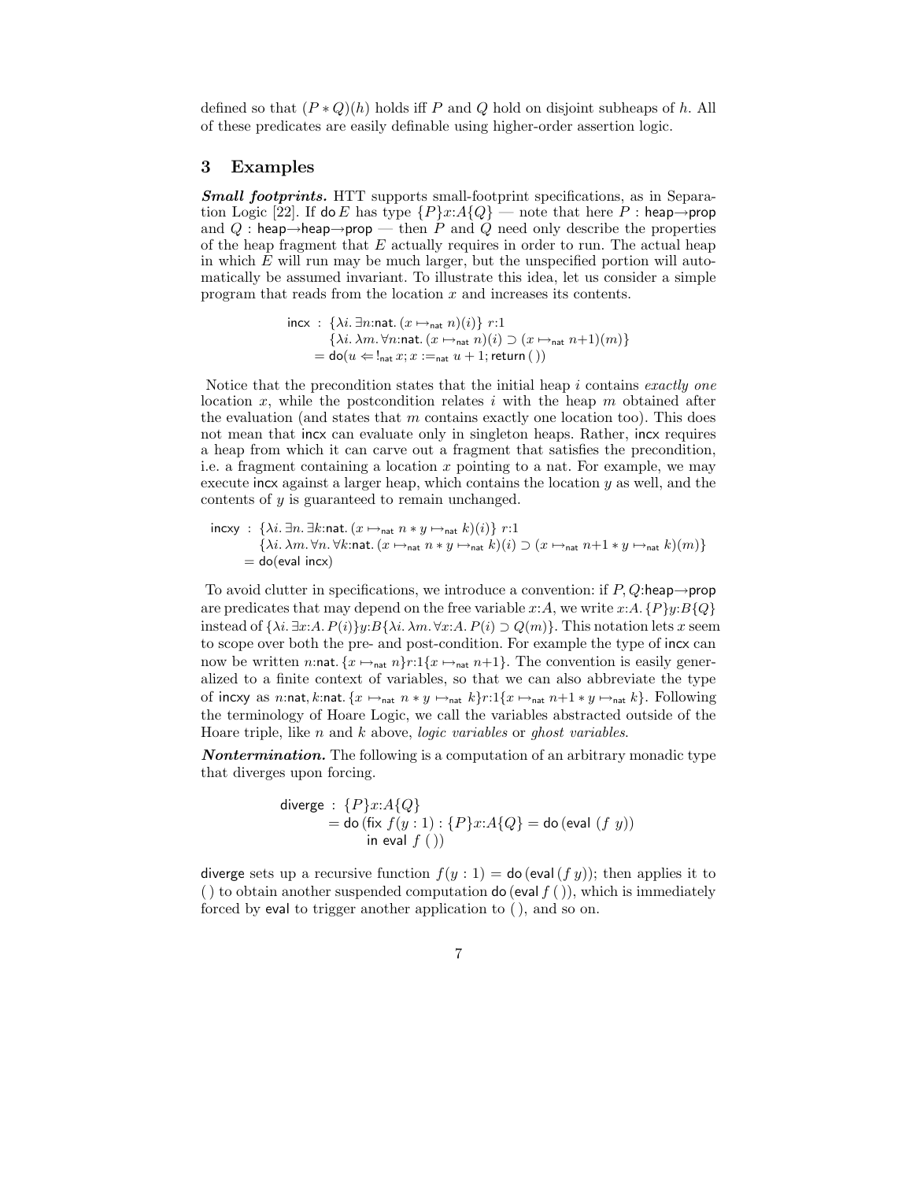defined so that $(P * Q)(h)$ holds iff $P$ and $Q$ hold on disjoint subheaps of $h$. All of these predicates are easily definable using higher-order assertion logic.

## 3 Examples

***Small footprints.*** HTT supports small-footprint specifications, as in Separation Logic [22]. If $\mathsf{do}\, E$ has type $\{P\}x{:}A\{Q\}$ — note that here $P : \mathsf{heap}{\rightarrow}\mathsf{prop}$ and $Q : \mathsf{heap}{\rightarrow}\mathsf{heap}{\rightarrow}\mathsf{prop}$ — then $P$ and $Q$ need only describe the properties of the heap fragment that $E$ actually requires in order to run. The actual heap in which $E$ will run may be much larger, but the unspecified portion will automatically be assumed invariant. To illustrate this idea, let us consider a simple program that reads from the location $x$ and increases its contents.

$$
\begin{aligned}
\mathsf{incx}\ :\ & \{\lambda i.\, \exists n{:}\mathsf{nat}.\, (x \mapsto_{\mathsf{nat}} n)(i)\}\ r{:}1 \\
& \{\lambda i.\, \lambda m.\, \forall n{:}\mathsf{nat}.\, (x \mapsto_{\mathsf{nat}} n)(i) \supset (x \mapsto_{\mathsf{nat}} n{+}1)(m)\} \\
=\ & \mathsf{do}(u \Leftarrow !_{\mathsf{nat}}\, x; x :=_{\mathsf{nat}} u + 1; \mathsf{return}\,(\,))
\end{aligned}
$$

Notice that the precondition states that the initial heap $i$ contains *exactly one* location $x$, while the postcondition relates $i$ with the heap $m$ obtained after the evaluation (and states that $m$ contains exactly one location too). This does not mean that $\mathsf{incx}$ can evaluate only in singleton heaps. Rather, $\mathsf{incx}$ requires a heap from which it can carve out a fragment that satisfies the precondition, i.e. a fragment containing a location $x$ pointing to a nat. For example, we may execute $\mathsf{incx}$ against a larger heap, which contains the location $y$ as well, and the contents of $y$ is guaranteed to remain unchanged.

$$
\begin{aligned}
\mathsf{incxy}\ :\ & \{\lambda i.\, \exists n.\, \exists k{:}\mathsf{nat}.\, (x \mapsto_{\mathsf{nat}} n * y \mapsto_{\mathsf{nat}} k)(i)\}\ r{:}1 \\
& \{\lambda i.\, \lambda m.\, \forall n.\, \forall k{:}\mathsf{nat}.\, (x \mapsto_{\mathsf{nat}} n * y \mapsto_{\mathsf{nat}} k)(i) \supset (x \mapsto_{\mathsf{nat}} n{+}1 * y \mapsto_{\mathsf{nat}} k)(m)\} \\
=\ & \mathsf{do}(\mathsf{eval}\ \mathsf{incx})
\end{aligned}
$$

To avoid clutter in specifications, we introduce a convention: if $P, Q{:}\mathsf{heap}{\rightarrow}\mathsf{prop}$ are predicates that may depend on the free variable $x{:}A$, we write $x{:}A.\,\{P\}y{:}B\{Q\}$ instead of $\{\lambda i.\, \exists x{:}A.\, P(i)\}y{:}B\{\lambda i.\, \lambda m.\, \forall x{:}A.\, P(i) \supset Q(m)\}$. This notation lets $x$ seem to scope over both the pre- and post-condition. For example the type of $\mathsf{incx}$ can now be written $n{:}\mathsf{nat}.\,\{x \mapsto_{\mathsf{nat}} n\}r{:}1\{x \mapsto_{\mathsf{nat}} n{+}1\}$. The convention is easily generalized to a finite context of variables, so that we can also abbreviate the type of $\mathsf{incxy}$ as $n{:}\mathsf{nat}, k{:}\mathsf{nat}.\,\{x \mapsto_{\mathsf{nat}} n * y \mapsto_{\mathsf{nat}} k\}r{:}1\{x \mapsto_{\mathsf{nat}} n{+}1 * y \mapsto_{\mathsf{nat}} k\}$. Following the terminology of Hoare Logic, we call the variables abstracted outside of the Hoare triple, like $n$ and $k$ above, *logic variables* or *ghost variables*.

***Nontermination.*** The following is a computation of an arbitrary monadic type that diverges upon forcing.

$$
\begin{aligned}
\mathsf{diverge}\ :\ & \{P\}x{:}A\{Q\} \\
=\ & \mathsf{do}\,(\mathsf{fix}\ f(y : 1) : \{P\}x{:}A\{Q\} = \mathsf{do}\,(\mathsf{eval}\ (f\ y)) \\
& \quad \mathsf{in\ eval}\ f\ (\,))
\end{aligned}
$$

$\mathsf{diverge}$ sets up a recursive function $f(y : 1) = \mathsf{do}\,(\mathsf{eval}\,(f\, y))$; then applies it to $(\,)$ to obtain another suspended computation $\mathsf{do}\,(\mathsf{eval}\, f\,(\,))$, which is immediately forced by $\mathsf{eval}$ to trigger another application to $(\,)$, and so on.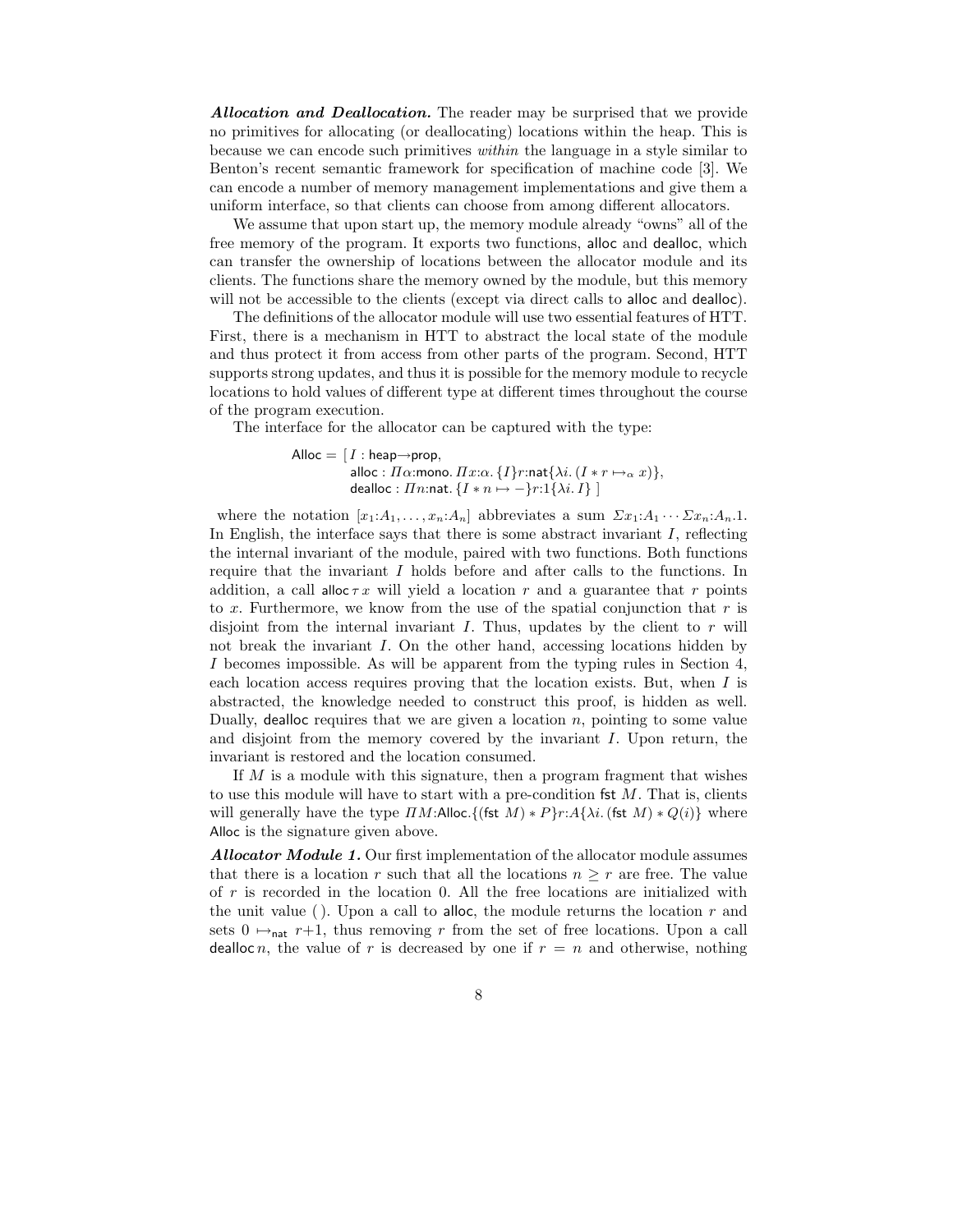***Allocation and Deallocation.*** The reader may be surprised that we provide no primitives for allocating (or deallocating) locations within the heap. This is because we can encode such primitives *within* the language in a style similar to Benton's recent semantic framework for specification of machine code [3]. We can encode a number of memory management implementations and give them a uniform interface, so that clients can choose from among different allocators.

We assume that upon start up, the memory module already "owns" all of the free memory of the program. It exports two functions, alloc and dealloc, which can transfer the ownership of locations between the allocator module and its clients. The functions share the memory owned by the module, but this memory will not be accessible to the clients (except via direct calls to alloc and dealloc).

The definitions of the allocator module will use two essential features of HTT. First, there is a mechanism in HTT to abstract the local state of the module and thus protect it from access from other parts of the program. Second, HTT supports strong updates, and thus it is possible for the memory module to recycle locations to hold values of different type at different times throughout the course of the program execution.

The interface for the allocator can be captured with the type:

$$\begin{aligned}\mathsf{Alloc} = [\, & I : \mathsf{heap} {\rightarrow} \mathsf{prop}, \\ & \mathsf{alloc} : \Pi \alpha{:}\mathsf{mono}.\, \Pi x{:}\alpha.\, \{I\} r{:}\mathsf{nat} \{\lambda i.\, (I * r \mapsto_{\alpha} x)\}, \\ & \mathsf{dealloc} : \Pi n{:}\mathsf{nat}.\, \{I * n \mapsto -\} r{:}1 \{\lambda i.\, I\} \,]\end{aligned}$$

where the notation $[x_1{:}A_1, \ldots, x_n{:}A_n]$ abbreviates a sum $\Sigma x_1{:}A_1 \cdots \Sigma x_n{:}A_n.1$. In English, the interface says that there is some abstract invariant $I$, reflecting the internal invariant of the module, paired with two functions. Both functions require that the invariant $I$ holds before and after calls to the functions. In addition, a call $\mathsf{alloc}\, \tau\, x$ will yield a location $r$ and a guarantee that $r$ points to $x$. Furthermore, we know from the use of the spatial conjunction that $r$ is disjoint from the internal invariant $I$. Thus, updates by the client to $r$ will not break the invariant $I$. On the other hand, accessing locations hidden by $I$ becomes impossible. As will be apparent from the typing rules in Section 4, each location access requires proving that the location exists. But, when $I$ is abstracted, the knowledge needed to construct this proof, is hidden as well. Dually, dealloc requires that we are given a location $n$, pointing to some value and disjoint from the memory covered by the invariant $I$. Upon return, the invariant is restored and the location consumed.

If $M$ is a module with this signature, then a program fragment that wishes to use this module will have to start with a pre-condition $\mathsf{fst}\ M$. That is, clients will generally have the type $\Pi M{:}\mathsf{Alloc}.\{(\mathsf{fst}\ M) * P\} r{:}A \{\lambda i.\, (\mathsf{fst}\ M) * Q(i)\}$ where Alloc is the signature given above.

***Allocator Module 1.*** Our first implementation of the allocator module assumes that there is a location $r$ such that all the locations $n \geq r$ are free. The value of $r$ is recorded in the location 0. All the free locations are initialized with the unit value ( ). Upon a call to alloc, the module returns the location $r$ and sets $0 \mapsto_{\mathsf{nat}} r{+}1$, thus removing $r$ from the set of free locations. Upon a call $\mathsf{dealloc}\, n$, the value of $r$ is decreased by one if $r = n$ and otherwise, nothing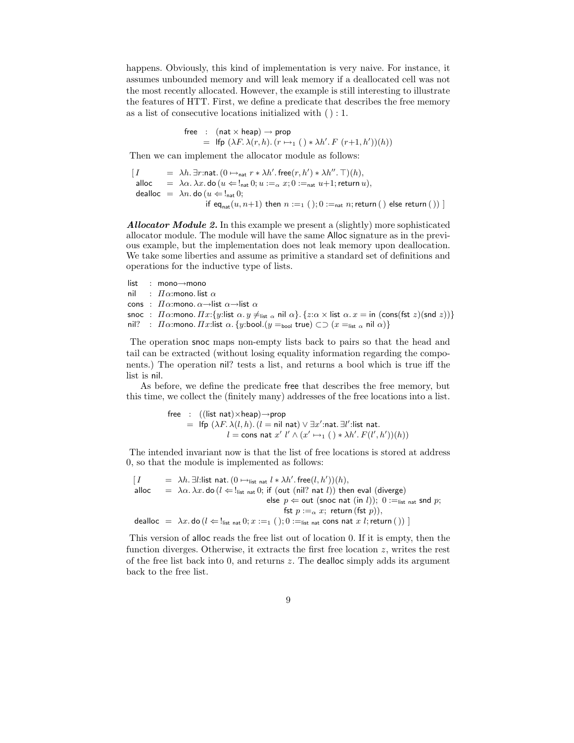happens. Obviously, this kind of implementation is very naive. For instance, it assumes unbounded memory and will leak memory if a deallocated cell was not the most recently allocated. However, the example is still interesting to illustrate the features of HTT. First, we define a predicate that describes the free memory as a list of consecutive locations initialized with $(\,) : 1$.

$$
\begin{aligned}
\mathsf{free} \;&:\; (\mathsf{nat} \times \mathsf{heap}) \to \mathsf{prop} \\
&= \; \mathsf{lfp}\ (\lambda F.\, \lambda(r,h).\, (r \mapsto_1 (\,) * \lambda h'.\, F\ (r{+}1, h'))(h))
\end{aligned}
$$

Then we can implement the allocator module as follows:

$$
\begin{aligned}
[\, I \;&=\; \lambda h.\, \exists r{:}\mathsf{nat}.\, (0 \mapsto_{\mathsf{nat}} r * \lambda h'.\, \mathsf{free}(r, h') * \lambda h''.\, \top)(h), \\
\mathsf{alloc} \;&=\; \lambda\alpha.\, \lambda x.\, \mathsf{do}\,(u \Leftarrow !_{\mathsf{nat}}\, 0;\, u :=_\alpha x;\, 0 :=_{\mathsf{nat}} u{+}1;\, \mathsf{return}\ u), \\
\mathsf{dealloc} \;&=\; \lambda n.\, \mathsf{do}\,(u \Leftarrow !_{\mathsf{nat}}\, 0; \\
&\qquad \mathsf{if}\ \mathsf{eq}_{\mathsf{nat}}(u, n{+}1)\ \mathsf{then}\ n :=_1 (\,);\, 0 :=_{\mathsf{nat}} n;\, \mathsf{return}\,(\,)\ \mathsf{else}\ \mathsf{return}\,(\,))\ ]
\end{aligned}
$$

***Allocator Module 2.*** In this example we present a (slightly) more sophisticated allocator module. The module will have the same Alloc signature as in the previous example, but the implementation does not leak memory upon deallocation. We take some liberties and assume as primitive a standard set of definitions and operations for the inductive type of lists.

$$
\begin{aligned}
\mathsf{list} \;&:\; \mathsf{mono} \to \mathsf{mono} \\
\mathsf{nil} \;&:\; \Pi\alpha{:}\mathsf{mono}.\, \mathsf{list}\ \alpha \\
\mathsf{cons} \;&:\; \Pi\alpha{:}\mathsf{mono}.\, \alpha \to \mathsf{list}\ \alpha \to \mathsf{list}\ \alpha \\
\mathsf{snoc} \;&:\; \Pi\alpha{:}\mathsf{mono}.\, \Pi x{:}\{y{:}\mathsf{list}\ \alpha.\, y \neq_{\mathsf{list}\ \alpha} \mathsf{nil}\ \alpha\}.\, \{z{:}\alpha \times \mathsf{list}\ \alpha.\, x = \mathsf{in}\ (\mathsf{cons}(\mathsf{fst}\ z)(\mathsf{snd}\ z))\} \\
\mathsf{nil?} \;&:\; \Pi\alpha{:}\mathsf{mono}.\, \Pi x{:}\mathsf{list}\ \alpha.\, \{y{:}\mathsf{bool}.(y =_{\mathsf{bool}} \mathsf{true}) \subset\supset (x =_{\mathsf{list}\ \alpha} \mathsf{nil}\ \alpha)\}
\end{aligned}
$$

The operation snoc maps non-empty lists back to pairs so that the head and tail can be extracted (without losing equality information regarding the components.) The operation nil? tests a list, and returns a bool which is true iff the list is nil.

As before, we define the predicate free that describes the free memory, but this time, we collect the (finitely many) addresses of the free locations into a list.

$$
\begin{aligned}
\mathsf{free} \;&:\; ((\mathsf{list}\ \mathsf{nat}) \times \mathsf{heap}) \to \mathsf{prop} \\
&= \; \mathsf{lfp}\ (\lambda F.\, \lambda(l,h).\, (l = \mathsf{nil}\ \mathsf{nat}) \vee \exists x'{:}\mathsf{nat}.\, \exists l'{:}\mathsf{list}\ \mathsf{nat}. \\
&\qquad l = \mathsf{cons}\ \mathsf{nat}\ x'\ l' \wedge (x' \mapsto_1 (\,) * \lambda h'.\, F(l', h'))(h))
\end{aligned}
$$

The intended invariant now is that the list of free locations is stored at address 0, so that the module is implemented as follows:

$$
\begin{aligned}
[\, I \;&=\; \lambda h.\, \exists l{:}\mathsf{list}\ \mathsf{nat}.\, (0 \mapsto_{\mathsf{list}\ \mathsf{nat}} l * \lambda h'.\, \mathsf{free}(l, h'))(h), \\
\mathsf{alloc} \;&=\; \lambda\alpha.\, \lambda x.\, \mathsf{do}\,(l \Leftarrow !_{\mathsf{list}\ \mathsf{nat}}\, 0;\ \mathsf{if}\ (\mathsf{out}\ (\mathsf{nil?}\ \mathsf{nat}\ l))\ \mathsf{then}\ \mathsf{eval}\ (\mathsf{diverge}) \\
&\qquad \mathsf{else}\ p \Leftarrow \mathsf{out}\ (\mathsf{snoc}\ \mathsf{nat}\ (\mathsf{in}\ l));\ 0 :=_{\mathsf{list}\ \mathsf{nat}} \mathsf{snd}\ p; \\
&\qquad \mathsf{fst}\ p :=_\alpha x;\ \mathsf{return}\,(\mathsf{fst}\ p)), \\
\mathsf{dealloc} \;&=\; \lambda x.\, \mathsf{do}\,(l \Leftarrow !_{\mathsf{list}\ \mathsf{nat}}\, 0;\, x :=_1 (\,);\, 0 :=_{\mathsf{list}\ \mathsf{nat}} \mathsf{cons}\ \mathsf{nat}\ x\ l;\, \mathsf{return}\,(\,))\ ]
\end{aligned}
$$

This version of alloc reads the free list out of location 0. If it is empty, then the function diverges. Otherwise, it extracts the first free location $z$, writes the rest of the free list back into 0, and returns $z$. The dealloc simply adds its argument back to the free list.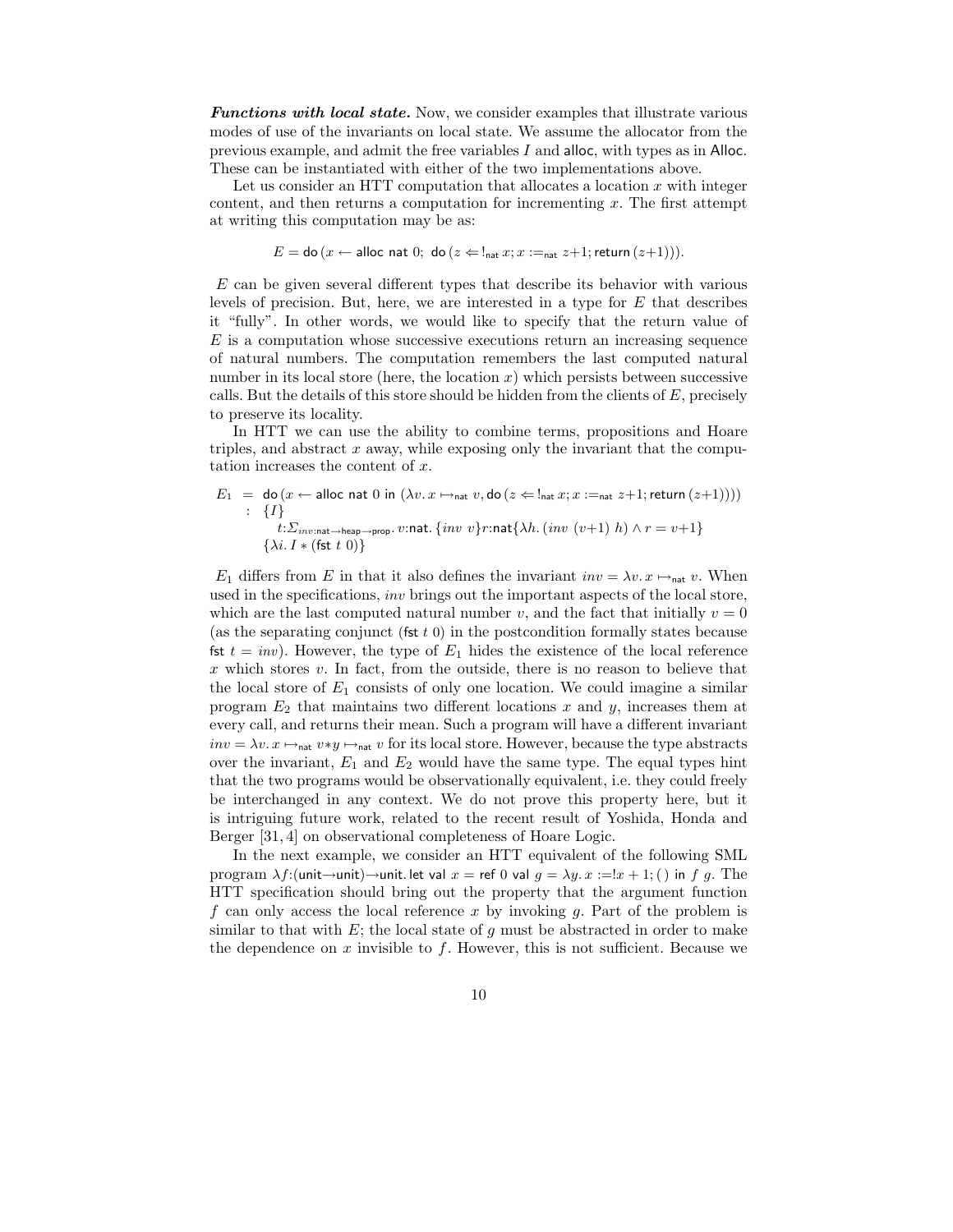***Functions with local state.*** Now, we consider examples that illustrate various modes of use of the invariants on local state. We assume the allocator from the previous example, and admit the free variables $I$ and $\mathsf{alloc}$, with types as in $\mathsf{Alloc}$. These can be instantiated with either of the two implementations above.

Let us consider an HTT computation that allocates a location $x$ with integer content, and then returns a computation for incrementing $x$. The first attempt at writing this computation may be as:

$$E = \mathsf{do}\,(x \leftarrow \mathsf{alloc}\ \mathsf{nat}\ 0;\ \mathsf{do}\,(z \Leftarrow !_{\mathsf{nat}}\, x; x :=_{\mathsf{nat}} z{+}1; \mathsf{return}\,(z{+}1))).$$

$E$ can be given several different types that describe its behavior with various levels of precision. But, here, we are interested in a type for $E$ that describes it "fully". In other words, we would like to specify that the return value of $E$ is a computation whose successive executions return an increasing sequence of natural numbers. The computation remembers the last computed natural number in its local store (here, the location $x$) which persists between successive calls. But the details of this store should be hidden from the clients of $E$, precisely to preserve its locality.

In HTT we can use the ability to combine terms, propositions and Hoare triples, and abstract $x$ away, while exposing only the invariant that the computation increases the content of $x$.

$$\begin{array}{rcl} E_1 & = & \mathsf{do}\,(x \leftarrow \mathsf{alloc}\ \mathsf{nat}\ 0\ \mathsf{in}\ (\lambda v.\, x \mapsto_{\mathsf{nat}} v, \mathsf{do}\,(z \Leftarrow !_{\mathsf{nat}}\, x; x :=_{\mathsf{nat}} z{+}1; \mathsf{return}\,(z{+}1)))) \\ & : & \{I\} \\ & & \quad t{:}\Sigma_{inv:\mathsf{nat}\to\mathsf{heap}\to\mathsf{prop}}.\, v{:}\mathsf{nat}.\, \{inv\ v\}r{:}\mathsf{nat}\{\lambda h.\, (inv\ (v{+}1)\ h) \wedge r = v{+}1\} \\ & & \{\lambda i.\, I * (\mathsf{fst}\ t\ 0)\} \end{array}$$

$E_1$ differs from $E$ in that it also defines the invariant $inv = \lambda v.\, x \mapsto_{\mathsf{nat}} v$. When used in the specifications, $inv$ brings out the important aspects of the local store, which are the last computed natural number $v$, and the fact that initially $v = 0$ (as the separating conjunct ($\mathsf{fst}\ t\ 0$) in the postcondition formally states because $\mathsf{fst}\ t = inv$). However, the type of $E_1$ hides the existence of the local reference $x$ which stores $v$. In fact, from the outside, there is no reason to believe that the local store of $E_1$ consists of only one location. We could imagine a similar program $E_2$ that maintains two different locations $x$ and $y$, increases them at every call, and returns their mean. Such a program will have a different invariant $inv = \lambda v.\, x \mapsto_{\mathsf{nat}} v * y \mapsto_{\mathsf{nat}} v$ for its local store. However, because the type abstracts over the invariant, $E_1$ and $E_2$ would have the same type. The equal types hint that the two programs would be observationally equivalent, i.e. they could freely be interchanged in any context. We do not prove this property here, but it is intriguing future work, related to the recent result of Yoshida, Honda and Berger [31, 4] on observational completeness of Hoare Logic.

In the next example, we consider an HTT equivalent of the following SML program $\lambda f{:}(\mathsf{unit}{\to}\mathsf{unit}){\to}\mathsf{unit}.\ \mathsf{let\ val}\ x = \mathsf{ref}\ 0\ \mathsf{val}\ g = \lambda y.\, x := !x + 1; ()\ \mathsf{in}\ f\ g$. The HTT specification should bring out the property that the argument function $f$ can only access the local reference $x$ by invoking $g$. Part of the problem is similar to that with $E$; the local state of $g$ must be abstracted in order to make the dependence on $x$ invisible to $f$. However, this is not sufficient. Because we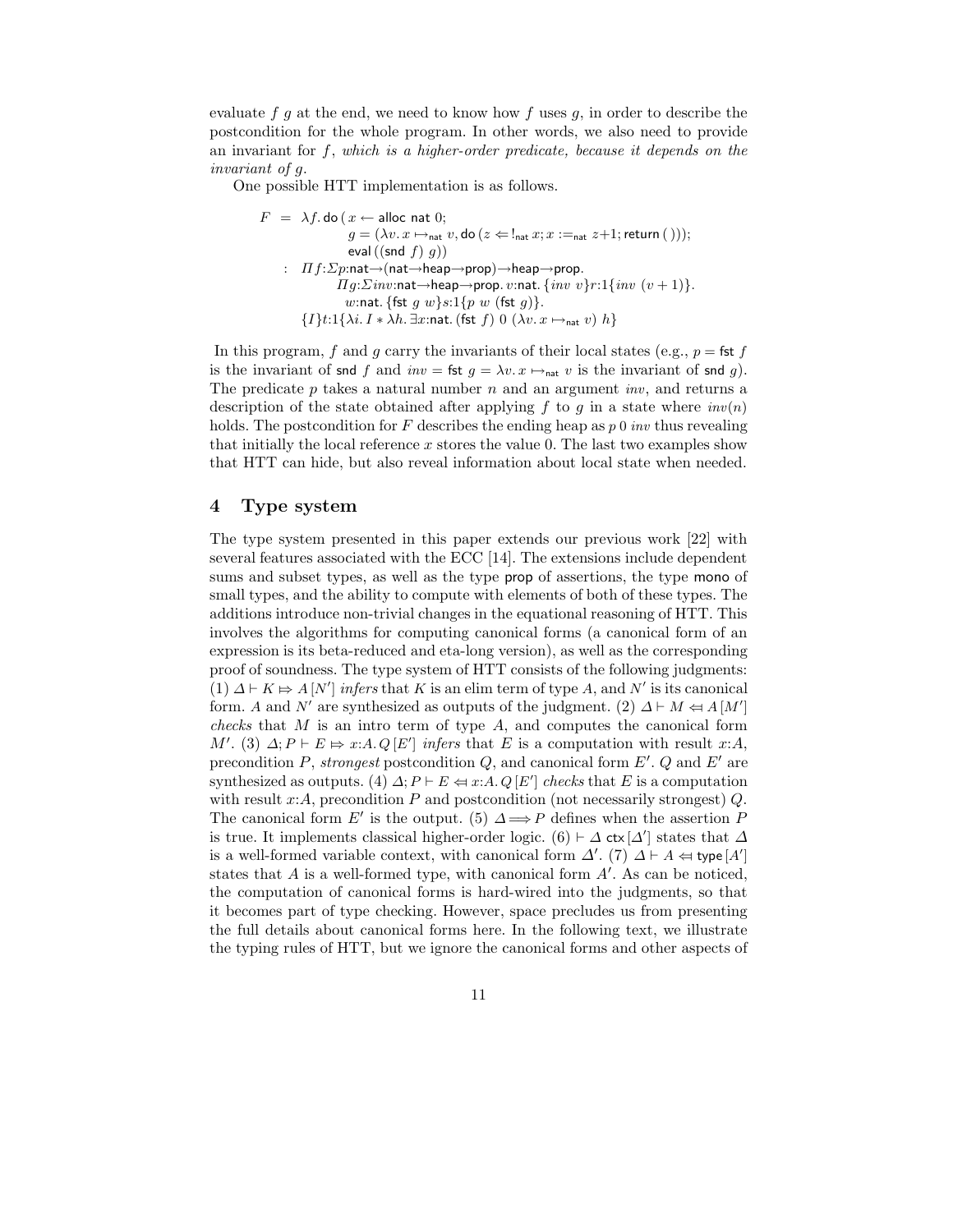evaluate $f\ g$ at the end, we need to know how $f$ uses $g$, in order to describe the postcondition for the whole program. In other words, we also need to provide an invariant for $f$, *which is a higher-order predicate, because it depends on the invariant of g*.

One possible HTT implementation is as follows.

$$
\begin{array}{rl}
F & = \lambda f.\, \mathsf{do}\,(\, x \leftarrow \mathsf{alloc\ nat}\ 0; \\
& \qquad\qquad g = (\lambda v.\, x \mapsto_{\mathsf{nat}} v, \mathsf{do}\,(z \Leftarrow !_{\mathsf{nat}}\, x; x :=_{\mathsf{nat}} z{+}1; \mathsf{return}\,(\,)));\\
& \qquad\qquad \mathsf{eval}\,((\mathsf{snd}\ f)\ g))\\
& : \ \Pi f{:}\Sigma p{:}\mathsf{nat}{\to}(\mathsf{nat}{\to}\mathsf{heap}{\to}\mathsf{prop}){\to}\mathsf{heap}{\to}\mathsf{prop}.\\
& \qquad\quad \Pi g{:}\Sigma inv{:}\mathsf{nat}{\to}\mathsf{heap}{\to}\mathsf{prop}.\ v{:}\mathsf{nat}.\ \{inv\ v\}r{:}1\{inv\ (v+1)\}.\\
& \qquad\quad\ \ w{:}\mathsf{nat}.\ \{\mathsf{fst}\ g\ w\}s{:}1\{p\ w\ (\mathsf{fst}\ g)\}.\\
& \qquad \{I\}t{:}1\{\lambda i.\, I * \lambda h.\, \exists x{:}\mathsf{nat}.\, (\mathsf{fst}\ f)\ 0\ (\lambda v.\, x \mapsto_{\mathsf{nat}} v)\ h\}
\end{array}
$$

In this program, $f$ and $g$ carry the invariants of their local states (e.g., $p = \mathsf{fst}\ f$ is the invariant of $\mathsf{snd}\ f$ and $inv = \mathsf{fst}\ g = \lambda v.\, x \mapsto_{\mathsf{nat}} v$ is the invariant of $\mathsf{snd}\ g$). The predicate $p$ takes a natural number $n$ and an argument $inv$, and returns a description of the state obtained after applying $f$ to $g$ in a state where $inv(n)$ holds. The postcondition for $F$ describes the ending heap as $p\ 0\ inv$ thus revealing that initially the local reference $x$ stores the value 0. The last two examples show that HTT can hide, but also reveal information about local state when needed.

## 4 Type system

The type system presented in this paper extends our previous work [22] with several features associated with the ECC [14]. The extensions include dependent sums and subset types, as well as the type $\mathsf{prop}$ of assertions, the type $\mathsf{mono}$ of small types, and the ability to compute with elements of both of these types. The additions introduce non-trivial changes in the equational reasoning of HTT. This involves the algorithms for computing canonical forms (a canonical form of an expression is its beta-reduced and eta-long version), as well as the corresponding proof of soundness. The type system of HTT consists of the following judgments: (1) $\Delta \vdash K \Rightarrow A\,[N']$ *infers* that $K$ is an elim term of type $A$, and $N'$ is its canonical form. $A$ and $N'$ are synthesized as outputs of the judgment. (2) $\Delta \vdash M \Leftarrow A\,[M']$ *checks* that $M$ is an intro term of type $A$, and computes the canonical form $M'$. (3) $\Delta; P \vdash E \Rightarrow x{:}A.\, Q\,[E']$ *infers* that $E$ is a computation with result $x{:}A$, precondition $P$, *strongest* postcondition $Q$, and canonical form $E'$. $Q$ and $E'$ are synthesized as outputs. (4) $\Delta; P \vdash E \Leftarrow x{:}A.\, Q\,[E']$ *checks* that $E$ is a computation with result $x{:}A$, precondition $P$ and postcondition (not necessarily strongest) $Q$. The canonical form $E'$ is the output. (5) $\Delta \Longrightarrow P$ defines when the assertion $P$ is true. It implements classical higher-order logic. (6) $\vdash \Delta\ \mathsf{ctx}\,[\Delta']$ states that $\Delta$ is a well-formed variable context, with canonical form $\Delta'$. (7) $\Delta \vdash A \Leftarrow \mathsf{type}\,[A']$ states that $A$ is a well-formed type, with canonical form $A'$. As can be noticed, the computation of canonical forms is hard-wired into the judgments, so that it becomes part of type checking. However, space precludes us from presenting the full details about canonical forms here. In the following text, we illustrate the typing rules of HTT, but we ignore the canonical forms and other aspects of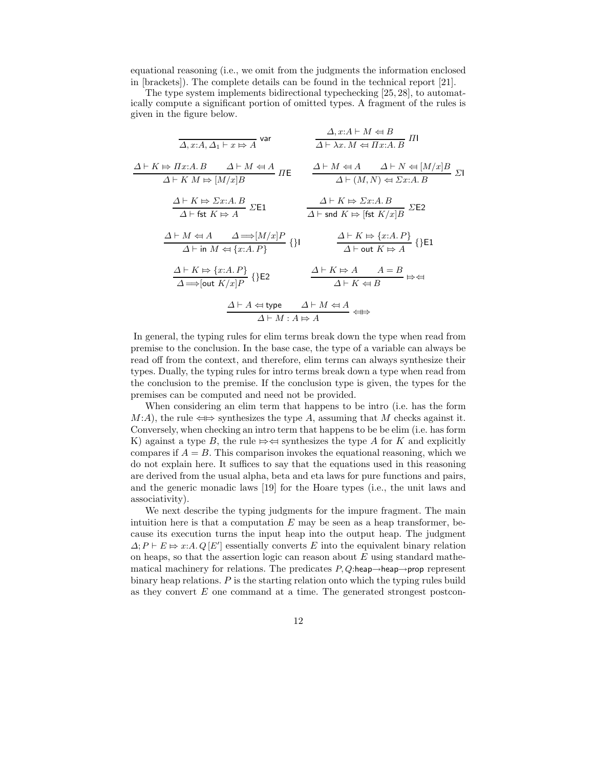equational reasoning (i.e., we omit from the judgments the information enclosed in [brackets]). The complete details can be found in the technical report [21].

The type system implements bidirectional typechecking [25, 28], to automatically compute a significant portion of omitted types. A fragment of the rules is given in the figure below.

$$\frac{}{\Delta, x{:}A, \Delta_1 \vdash x \Rightarrow A}\ \mathsf{var} \qquad \frac{\Delta, x{:}A \vdash M \Leftarrow B}{\Delta \vdash \lambda x.\, M \Leftarrow \Pi x{:}A.\, B}\ \Pi\mathsf{I}$$

$$\frac{\Delta \vdash K \Rightarrow \Pi x{:}A.\, B \qquad \Delta \vdash M \Leftarrow A}{\Delta \vdash K\ M \Rightarrow [M/x]B}\ \Pi\mathsf{E} \qquad \frac{\Delta \vdash M \Leftarrow A \qquad \Delta \vdash N \Leftarrow [M/x]B}{\Delta \vdash (M, N) \Leftarrow \Sigma x{:}A.\, B}\ \Sigma\mathsf{I}$$

$$\frac{\Delta \vdash K \Rightarrow \Sigma x{:}A.\, B}{\Delta \vdash \mathsf{fst}\ K \Rightarrow A}\ \Sigma\mathsf{E1} \qquad \frac{\Delta \vdash K \Rightarrow \Sigma x{:}A.\, B}{\Delta \vdash \mathsf{snd}\ K \Rightarrow [\mathsf{fst}\ K/x]B}\ \Sigma\mathsf{E2}$$

$$\frac{\Delta \vdash M \Leftarrow A \qquad \Delta \Longrightarrow [M/x]P}{\Delta \vdash \mathsf{in}\ M \Leftarrow \{x{:}A.\, P\}}\ \{\}\mathsf{I} \qquad \frac{\Delta \vdash K \Rightarrow \{x{:}A.\, P\}}{\Delta \vdash \mathsf{out}\ K \Rightarrow A}\ \{\}\mathsf{E1}$$

$$\frac{\Delta \vdash K \Rightarrow \{x{:}A.\, P\}}{\Delta \Longrightarrow [\mathsf{out}\ K/x]P}\ \{\}\mathsf{E2} \qquad \frac{\Delta \vdash K \Rightarrow A \qquad A = B}{\Delta \vdash K \Leftarrow B}\ \Rightarrow\Leftarrow$$

$$\frac{\Delta \vdash A \Leftarrow \mathsf{type} \qquad \Delta \vdash M \Leftarrow A}{\Delta \vdash M : A \Rightarrow A}\ \Leftarrow\Rightarrow$$

In general, the typing rules for elim terms break down the type when read from premise to the conclusion. In the base case, the type of a variable can always be read off from the context, and therefore, elim terms can always synthesize their types. Dually, the typing rules for intro terms break down a type when read from the conclusion to the premise. If the conclusion type is given, the types for the premises can be computed and need not be provided.

When considering an elim term that happens to be intro (i.e. has the form $M{:}A$), the rule $\Leftarrow\Rightarrow$ synthesizes the type $A$, assuming that $M$ checks against it. Conversely, when checking an intro term that happens to be be elim (i.e. has form K) against a type $B$, the rule $\Rightarrow\Leftarrow$ synthesizes the type $A$ for $K$ and explicitly compares if $A = B$. This comparison invokes the equational reasoning, which we do not explain here. It suffices to say that the equations used in this reasoning are derived from the usual alpha, beta and eta laws for pure functions and pairs, and the generic monadic laws [19] for the Hoare types (i.e., the unit laws and associativity).

We next describe the typing judgments for the impure fragment. The main intuition here is that a computation $E$ may be seen as a heap transformer, because its execution turns the input heap into the output heap. The judgment $\Delta; P \vdash E \Rightarrow x{:}A.\, Q\, [E']$ essentially converts $E$ into the equivalent binary relation on heaps, so that the assertion logic can reason about $E$ using standard mathematical machinery for relations. The predicates $P, Q{:}\mathsf{heap}{\rightarrow}\mathsf{heap}{\rightarrow}\mathsf{prop}$ represent binary heap relations. $P$ is the starting relation onto which the typing rules build as they convert $E$ one command at a time. The generated strongest postcon-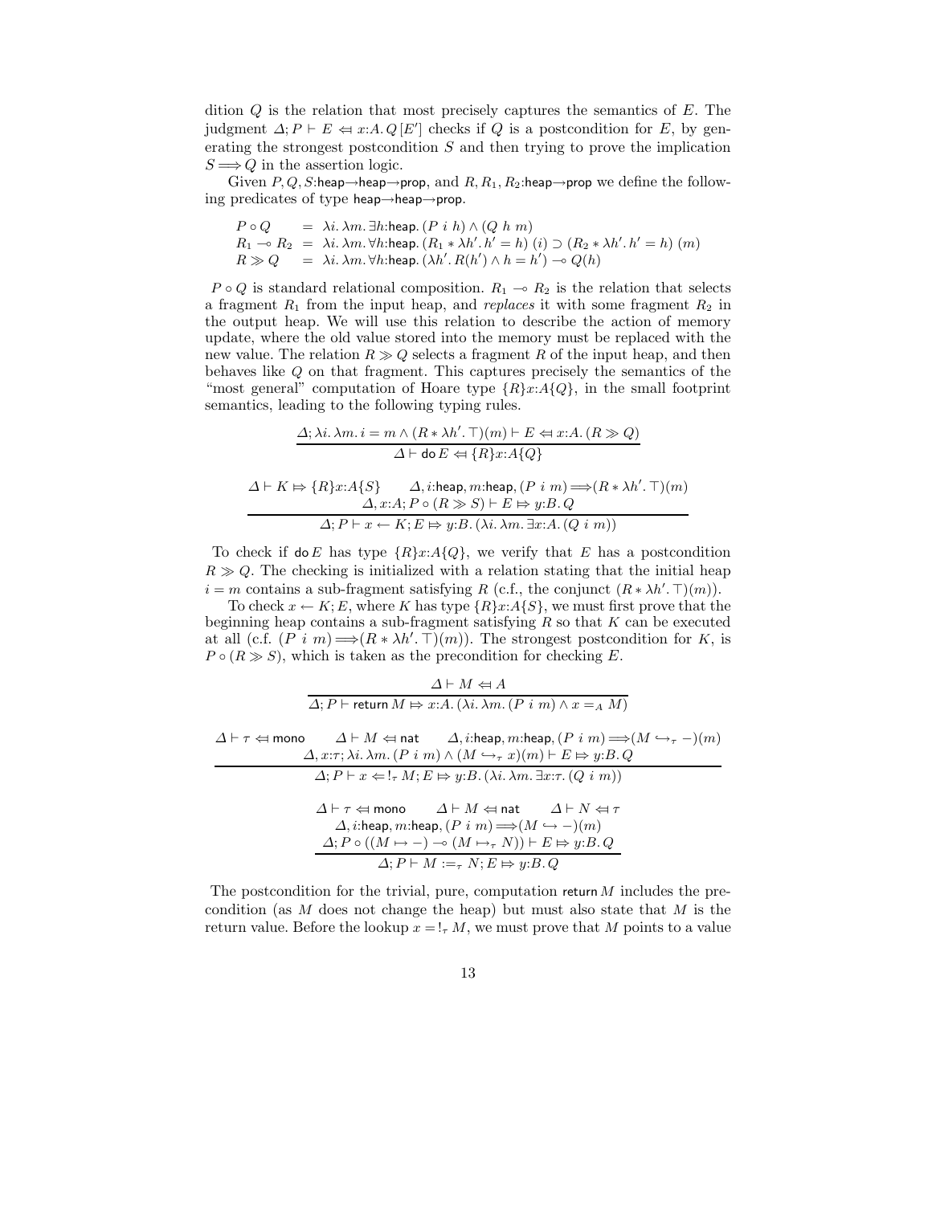dition $Q$ is the relation that most precisely captures the semantics of $E$. The judgment $\Delta; P \vdash E \Leftarrow x{:}A.\, Q\,[E']$ checks if $Q$ is a postcondition for $E$, by generating the strongest postcondition $S$ and then trying to prove the implication $S \Longrightarrow Q$ in the assertion logic.

Given $P, Q, S{:}\mathsf{heap}{\to}\mathsf{heap}{\to}\mathsf{prop}$, and $R, R_1, R_2{:}\mathsf{heap}{\to}\mathsf{prop}$ we define the following predicates of type $\mathsf{heap}{\to}\mathsf{heap}{\to}\mathsf{prop}$.

$$
\begin{array}{lcl}
P \circ Q & = & \lambda i.\, \lambda m.\, \exists h{:}\mathsf{heap}.\, (P\ i\ h) \wedge (Q\ h\ m) \\
R_1 \multimap R_2 & = & \lambda i.\, \lambda m.\, \forall h{:}\mathsf{heap}.\, (R_1 * \lambda h'.\, h' = h)\ (i) \supset (R_2 * \lambda h'.\, h' = h)\ (m) \\
R \gg Q & = & \lambda i.\, \lambda m.\, \forall h{:}\mathsf{heap}.\, (\lambda h'.\, R(h') \wedge h = h') \multimap Q(h)
\end{array}
$$

$P \circ Q$ is standard relational composition. $R_1 \multimap R_2$ is the relation that selects a fragment $R_1$ from the input heap, and *replaces* it with some fragment $R_2$ in the output heap. We will use this relation to describe the action of memory update, where the old value stored into the memory must be replaced with the new value. The relation $R \gg Q$ selects a fragment $R$ of the input heap, and then behaves like $Q$ on that fragment. This captures precisely the semantics of the "most general" computation of Hoare type $\{R\}x{:}A\{Q\}$, in the small footprint semantics, leading to the following typing rules.

$$
\frac{\Delta; \lambda i.\, \lambda m.\, i = m \wedge (R * \lambda h'.\, \top)(m) \vdash E \Leftarrow x{:}A.\, (R \gg Q)}{\Delta \vdash \mathsf{do}\, E \Leftarrow \{R\}x{:}A\{Q\}}
$$

$$
\frac{\Delta \vdash K \Rightarrow \{R\}x{:}A\{S\} \qquad \Delta, i{:}\mathsf{heap}, m{:}\mathsf{heap}, (P\ i\ m) \Longrightarrow (R * \lambda h'.\, \top)(m) \qquad \Delta, x{:}A; P \circ (R \gg S) \vdash E \Rightarrow y{:}B.\, Q}{\Delta; P \vdash x \leftarrow K; E \Rightarrow y{:}B.\, (\lambda i.\, \lambda m.\, \exists x{:}A.\, (Q\ i\ m))}
$$

To check if $\mathsf{do}\, E$ has type $\{R\}x{:}A\{Q\}$, we verify that $E$ has a postcondition $R \gg Q$. The checking is initialized with a relation stating that the initial heap $i = m$ contains a sub-fragment satisfying $R$ (c.f., the conjunct $(R * \lambda h'.\, \top)(m)$).

To check $x \leftarrow K; E$, where $K$ has type $\{R\}x{:}A\{S\}$, we must first prove that the beginning heap contains a sub-fragment satisfying $R$ so that $K$ can be executed at all (c.f. $(P\ i\ m) \Longrightarrow (R * \lambda h'.\, \top)(m)$). The strongest postcondition for $K$, is $P \circ (R \gg S)$, which is taken as the precondition for checking $E$.

$$
\frac{\Delta \vdash M \Leftarrow A}{\Delta; P \vdash \mathsf{return}\, M \Rightarrow x{:}A.\, (\lambda i.\, \lambda m.\, (P\ i\ m) \wedge x =_A M)}
$$

$$
\frac{\Delta \vdash \tau \Leftarrow \mathsf{mono} \qquad \Delta \vdash M \Leftarrow \mathsf{nat} \qquad \Delta, i{:}\mathsf{heap}, m{:}\mathsf{heap}, (P\ i\ m) \Longrightarrow (M \hookrightarrow_\tau -)(m) \qquad \Delta, x{:}\tau; \lambda i.\, \lambda m.\, (P\ i\ m) \wedge (M \hookrightarrow_\tau x)(m) \vdash E \Rightarrow y{:}B.\, Q}{\Delta; P \vdash x \Leftarrow !_\tau\, M; E \Rightarrow y{:}B.\, (\lambda i.\, \lambda m.\, \exists x{:}\tau.\, (Q\ i\ m))}
$$

$$
\frac{\Delta \vdash \tau \Leftarrow \mathsf{mono} \qquad \Delta \vdash M \Leftarrow \mathsf{nat} \qquad \Delta \vdash N \Leftarrow \tau \qquad \Delta, i{:}\mathsf{heap}, m{:}\mathsf{heap}, (P\ i\ m) \Longrightarrow (M \hookrightarrow -)(m) \qquad \Delta; P \circ ((M \mapsto -) \multimap (M \mapsto_\tau N)) \vdash E \Rightarrow y{:}B.\, Q}{\Delta; P \vdash M :=_\tau N; E \Rightarrow y{:}B.\, Q}
$$

The postcondition for the trivial, pure, computation $\mathsf{return}\, M$ includes the precondition (as $M$ does not change the heap) but must also state that $M$ is the return value. Before the lookup $x = !_\tau\, M$, we must prove that $M$ points to a value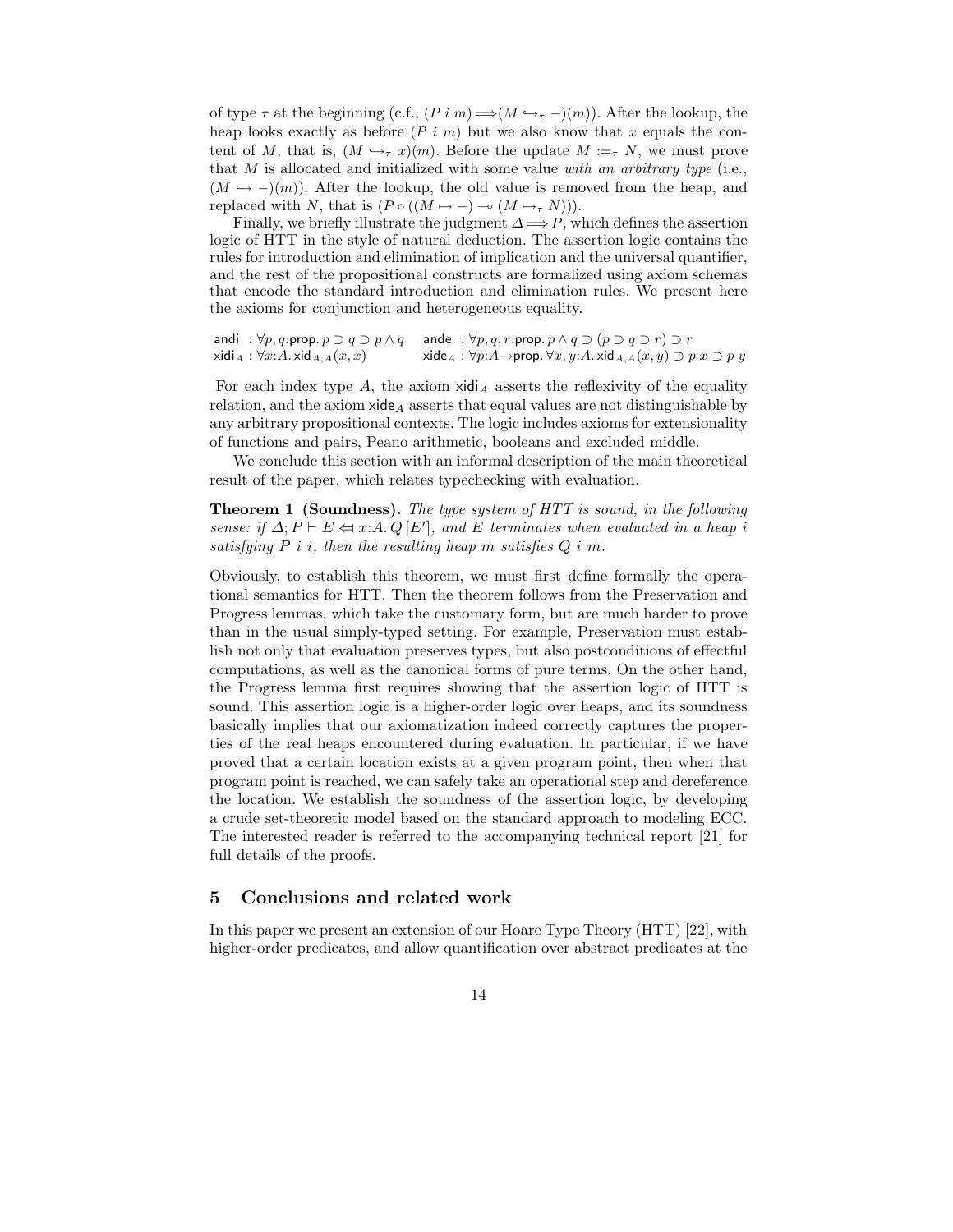of type $\tau$ at the beginning (c.f., $(P\ i\ m) \Longrightarrow (M \hookrightarrow_\tau -)(m)$). After the lookup, the heap looks exactly as before $(P\ i\ m)$ but we also know that $x$ equals the content of $M$, that is, $(M \hookrightarrow_\tau x)(m)$. Before the update $M :=_\tau N$, we must prove that $M$ is allocated and initialized with some value *with an arbitrary type* (i.e., $(M \hookrightarrow -)(m)$). After the lookup, the old value is removed from the heap, and replaced with $N$, that is $(P \circ ((M \mapsto -) \multimap (M \mapsto_\tau N)))$.

Finally, we briefly illustrate the judgment $\Delta \Longrightarrow P$, which defines the assertion logic of HTT in the style of natural deduction. The assertion logic contains the rules for introduction and elimination of implication and the universal quantifier, and the rest of the propositional constructs are formalized using axiom schemas that encode the standard introduction and elimination rules. We present here the axioms for conjunction and heterogeneous equality.

$$\begin{array}{ll} \mathsf{andi}\ : \forall p, q{:}\mathsf{prop}.\, p \supset q \supset p \wedge q & \mathsf{ande}\ : \forall p, q, r{:}\mathsf{prop}.\, p \wedge q \supset (p \supset q \supset r) \supset r \\ \mathsf{xidi}_A : \forall x{:}A.\, \mathsf{xid}_{A,A}(x, x) & \mathsf{xide}_A : \forall p{:}A {\rightarrow} \mathsf{prop}.\, \forall x, y{:}A.\, \mathsf{xid}_{A,A}(x, y) \supset p\ x \supset p\ y \end{array}$$

For each index type $A$, the axiom $\mathsf{xidi}_A$ asserts the reflexivity of the equality relation, and the axiom $\mathsf{xide}_A$ asserts that equal values are not distinguishable by any arbitrary propositional contexts. The logic includes axioms for extensionality of functions and pairs, Peano arithmetic, booleans and excluded middle.

We conclude this section with an informal description of the main theoretical result of the paper, which relates typechecking with evaluation.

**Theorem 1 (Soundness).** *The type system of HTT is sound, in the following sense: if $\Delta; P \vdash E \Leftarrow x{:}A.\, Q\, [E']$, and $E$ terminates when evaluated in a heap $i$ satisfying $P\ i\ i$, then the resulting heap $m$ satisfies $Q\ i\ m$.*

Obviously, to establish this theorem, we must first define formally the operational semantics for HTT. Then the theorem follows from the Preservation and Progress lemmas, which take the customary form, but are much harder to prove than in the usual simply-typed setting. For example, Preservation must establish not only that evaluation preserves types, but also postconditions of effectful computations, as well as the canonical forms of pure terms. On the other hand, the Progress lemma first requires showing that the assertion logic of HTT is sound. This assertion logic is a higher-order logic over heaps, and its soundness basically implies that our axiomatization indeed correctly captures the properties of the real heaps encountered during evaluation. In particular, if we have proved that a certain location exists at a given program point, then when that program point is reached, we can safely take an operational step and dereference the location. We establish the soundness of the assertion logic, by developing a crude set-theoretic model based on the standard approach to modeling ECC. The interested reader is referred to the accompanying technical report [21] for full details of the proofs.

## 5 Conclusions and related work

In this paper we present an extension of our Hoare Type Theory (HTT) [22], with higher-order predicates, and allow quantification over abstract predicates at the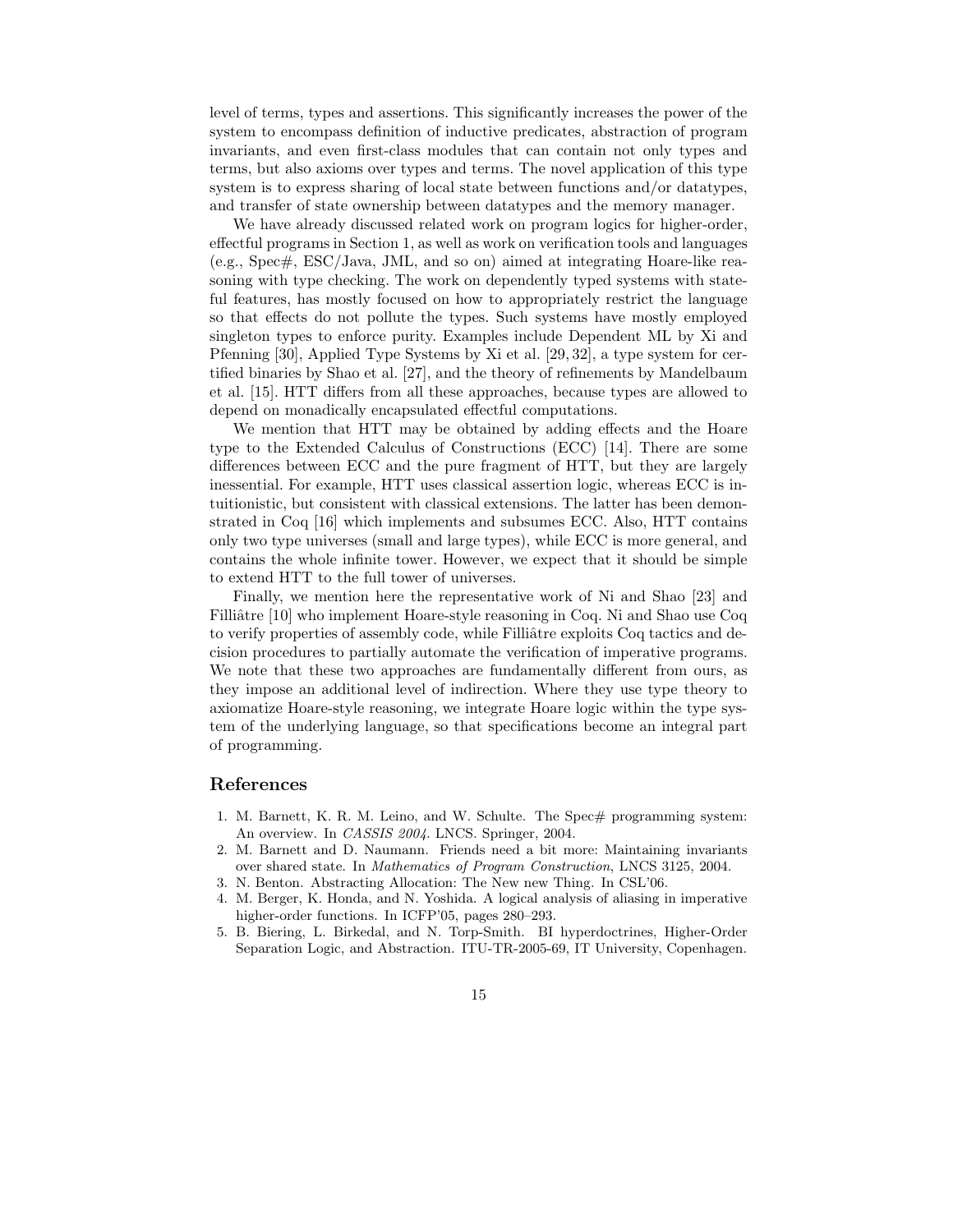level of terms, types and assertions. This significantly increases the power of the system to encompass definition of inductive predicates, abstraction of program invariants, and even first-class modules that can contain not only types and terms, but also axioms over types and terms. The novel application of this type system is to express sharing of local state between functions and/or datatypes, and transfer of state ownership between datatypes and the memory manager.

We have already discussed related work on program logics for higher-order, effectful programs in Section 1, as well as work on verification tools and languages (e.g., Spec#, ESC/Java, JML, and so on) aimed at integrating Hoare-like reasoning with type checking. The work on dependently typed systems with stateful features, has mostly focused on how to appropriately restrict the language so that effects do not pollute the types. Such systems have mostly employed singleton types to enforce purity. Examples include Dependent ML by Xi and Pfenning [30], Applied Type Systems by Xi et al. [29, 32], a type system for certified binaries by Shao et al. [27], and the theory of refinements by Mandelbaum et al. [15]. HTT differs from all these approaches, because types are allowed to depend on monadically encapsulated effectful computations.

We mention that HTT may be obtained by adding effects and the Hoare type to the Extended Calculus of Constructions (ECC) [14]. There are some differences between ECC and the pure fragment of HTT, but they are largely inessential. For example, HTT uses classical assertion logic, whereas ECC is intuitionistic, but consistent with classical extensions. The latter has been demonstrated in Coq [16] which implements and subsumes ECC. Also, HTT contains only two type universes (small and large types), while ECC is more general, and contains the whole infinite tower. However, we expect that it should be simple to extend HTT to the full tower of universes.

Finally, we mention here the representative work of Ni and Shao [23] and Filliâtre [10] who implement Hoare-style reasoning in Coq. Ni and Shao use Coq to verify properties of assembly code, while Filliâtre exploits Coq tactics and decision procedures to partially automate the verification of imperative programs. We note that these two approaches are fundamentally different from ours, as they impose an additional level of indirection. Where they use type theory to axiomatize Hoare-style reasoning, we integrate Hoare logic within the type system of the underlying language, so that specifications become an integral part of programming.

## References

1. M. Barnett, K. R. M. Leino, and W. Schulte. The Spec# programming system: An overview. In *CASSIS 2004*. LNCS. Springer, 2004.
2. M. Barnett and D. Naumann. Friends need a bit more: Maintaining invariants over shared state. In *Mathematics of Program Construction*, LNCS 3125, 2004.
3. N. Benton. Abstracting Allocation: The New new Thing. In CSL'06.
4. M. Berger, K. Honda, and N. Yoshida. A logical analysis of aliasing in imperative higher-order functions. In ICFP'05, pages 280–293.
5. B. Biering, L. Birkedal, and N. Torp-Smith. BI hyperdoctrines, Higher-Order Separation Logic, and Abstraction. ITU-TR-2005-69, IT University, Copenhagen.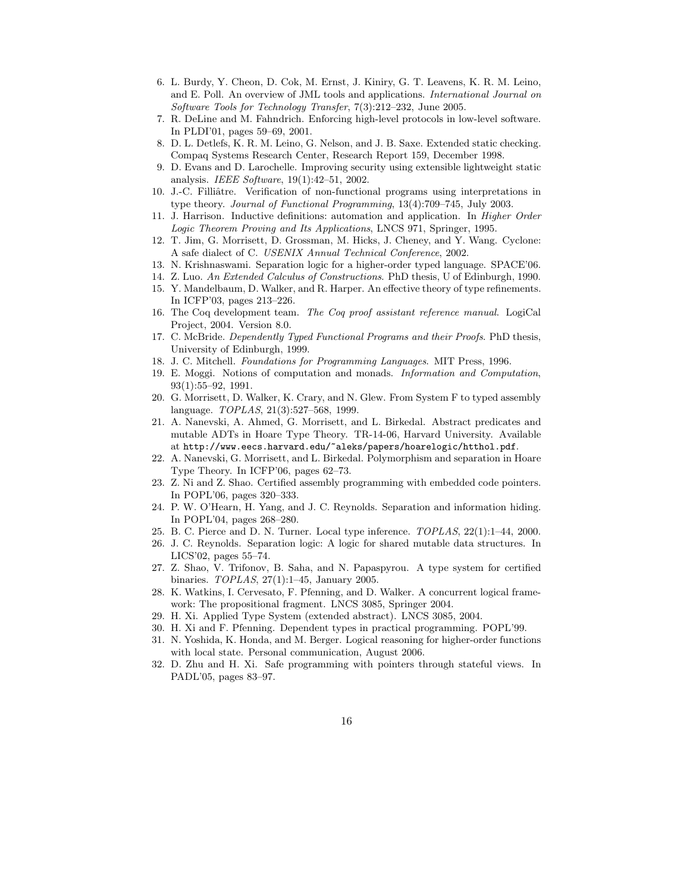6. L. Burdy, Y. Cheon, D. Cok, M. Ernst, J. Kiniry, G. T. Leavens, K. R. M. Leino, and E. Poll. An overview of JML tools and applications. *International Journal on Software Tools for Technology Transfer*, 7(3):212–232, June 2005.
7. R. DeLine and M. Fahndrich. Enforcing high-level protocols in low-level software. In PLDI'01, pages 59–69, 2001.
8. D. L. Detlefs, K. R. M. Leino, G. Nelson, and J. B. Saxe. Extended static checking. Compaq Systems Research Center, Research Report 159, December 1998.
9. D. Evans and D. Larochelle. Improving security using extensible lightweight static analysis. *IEEE Software*, 19(1):42–51, 2002.
10. J.-C. Filliâtre. Verification of non-functional programs using interpretations in type theory. *Journal of Functional Programming*, 13(4):709–745, July 2003.
11. J. Harrison. Inductive definitions: automation and application. In *Higher Order Logic Theorem Proving and Its Applications*, LNCS 971, Springer, 1995.
12. T. Jim, G. Morrisett, D. Grossman, M. Hicks, J. Cheney, and Y. Wang. Cyclone: A safe dialect of C. *USENIX Annual Technical Conference*, 2002.
13. N. Krishnaswami. Separation logic for a higher-order typed language. SPACE'06.
14. Z. Luo. *An Extended Calculus of Constructions*. PhD thesis, U of Edinburgh, 1990.
15. Y. Mandelbaum, D. Walker, and R. Harper. An effective theory of type refinements. In ICFP'03, pages 213–226.
16. The Coq development team. *The Coq proof assistant reference manual*. LogiCal Project, 2004. Version 8.0.
17. C. McBride. *Dependently Typed Functional Programs and their Proofs*. PhD thesis, University of Edinburgh, 1999.
18. J. C. Mitchell. *Foundations for Programming Languages*. MIT Press, 1996.
19. E. Moggi. Notions of computation and monads. *Information and Computation*, 93(1):55–92, 1991.
20. G. Morrisett, D. Walker, K. Crary, and N. Glew. From System F to typed assembly language. *TOPLAS*, 21(3):527–568, 1999.
21. A. Nanevski, A. Ahmed, G. Morrisett, and L. Birkedal. Abstract predicates and mutable ADTs in Hoare Type Theory. TR-14-06, Harvard University. Available at `http://www.eecs.harvard.edu/~aleks/papers/hoarelogic/htthol.pdf`.
22. A. Nanevski, G. Morrisett, and L. Birkedal. Polymorphism and separation in Hoare Type Theory. In ICFP'06, pages 62–73.
23. Z. Ni and Z. Shao. Certified assembly programming with embedded code pointers. In POPL'06, pages 320–333.
24. P. W. O'Hearn, H. Yang, and J. C. Reynolds. Separation and information hiding. In POPL'04, pages 268–280.
25. B. C. Pierce and D. N. Turner. Local type inference. *TOPLAS*, 22(1):1–44, 2000.
26. J. C. Reynolds. Separation logic: A logic for shared mutable data structures. In LICS'02, pages 55–74.
27. Z. Shao, V. Trifonov, B. Saha, and N. Papaspyrou. A type system for certified binaries. *TOPLAS*, 27(1):1–45, January 2005.
28. K. Watkins, I. Cervesato, F. Pfenning, and D. Walker. A concurrent logical framework: The propositional fragment. LNCS 3085, Springer 2004.
29. H. Xi. Applied Type System (extended abstract). LNCS 3085, 2004.
30. H. Xi and F. Pfenning. Dependent types in practical programming. POPL'99.
31. N. Yoshida, K. Honda, and M. Berger. Logical reasoning for higher-order functions with local state. Personal communication, August 2006.
32. D. Zhu and H. Xi. Safe programming with pointers through stateful views. In PADL'05, pages 83–97.